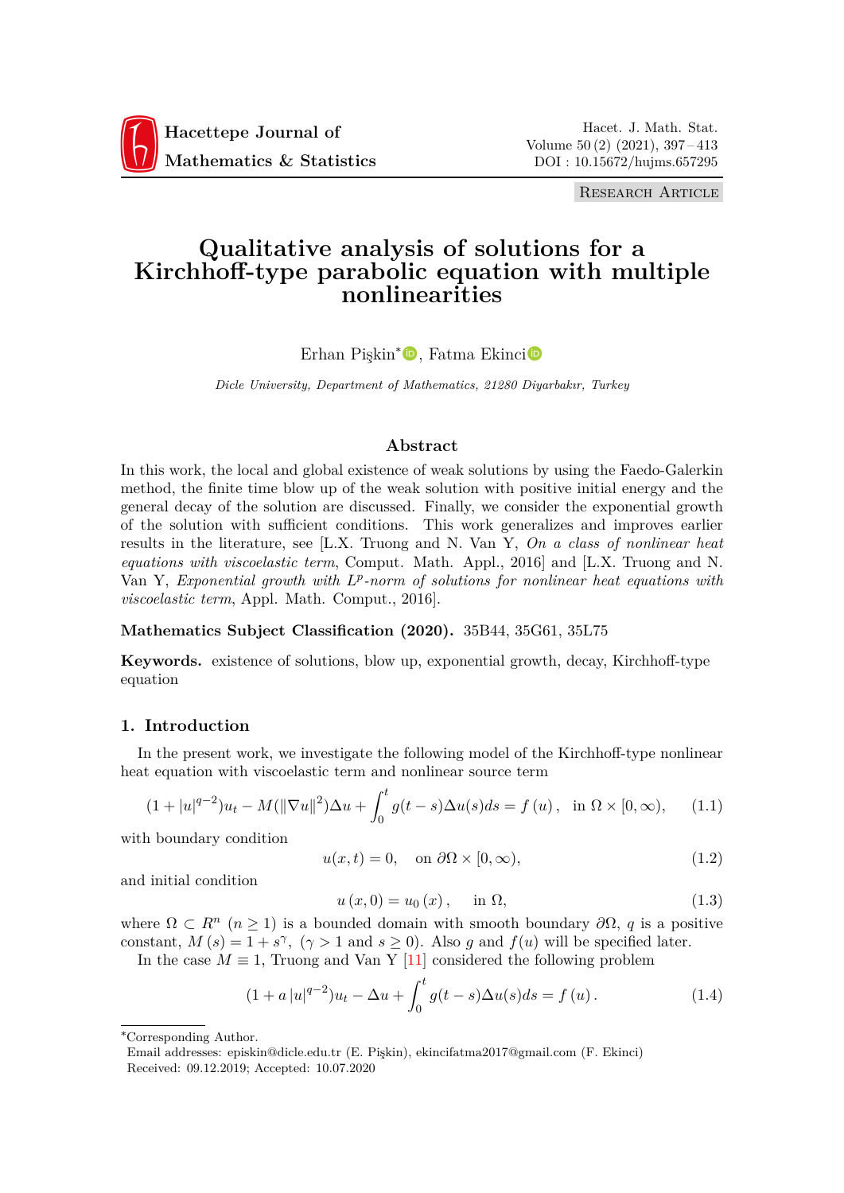Research Article

# Qualitative analysis of solutions for a Kirchhoff-type parabolic equation with multiple nonlinearities

Erhan Pişkin*, Fatma Ekinci

*Dicle University, Department of Mathematics, 21280 Diyarbakır, Turkey*

## Abstract

In this work, the local and global existence of weak solutions by using the Faedo-Galerkin method, the finite time blow up of the weak solution with positive initial energy and the general decay of the solution are discussed. Finally, we consider the exponential growth of the solution with sufficient conditions. This work generalizes and improves earlier results in the literature, see [L.X. Truong and N. Van Y, *On a class of nonlinear heat equations with viscoelastic term*, Comput. Math. Appl., 2016] and [L.X. Truong and N. Van Y, *Exponential growth with $L^p$-norm of solutions for nonlinear heat equations with viscoelastic term*, Appl. Math. Comput., 2016].

**Mathematics Subject Classification (2020).** 35B44, 35G61, 35L75

**Keywords.** existence of solutions, blow up, exponential growth, decay, Kirchhoff-type equation

## 1. Introduction

In the present work, we investigate the following model of the Kirchhoff-type nonlinear heat equation with viscoelastic term and nonlinear source term

$$(1+|u|^{q-2})u_t - M(\|\nabla u\|^2)\Delta u + \int_0^t g(t-s)\Delta u(s)ds = f(u), \quad \text{in } \Omega \times [0,\infty), \tag{1.1}$$

with boundary condition

$$u(x,t) = 0, \quad \text{on } \partial\Omega \times [0,\infty), \tag{1.2}$$

and initial condition

$$u(x,0) = u_0(x), \quad \text{in } \Omega, \tag{1.3}$$

where $\Omega \subset R^n$ $(n \geq 1)$ is a bounded domain with smooth boundary $\partial\Omega$, $q$ is a positive constant, $M(s) = 1 + s^\gamma$, $(\gamma > 1$ and $s \geq 0)$. Also $g$ and $f(u)$ will be specified later.

In the case $M \equiv 1$, Truong and Van Y [11] considered the following problem

$$(1+a|u|^{q-2})u_t - \Delta u + \int_0^t g(t-s)\Delta u(s)ds = f(u). \tag{1.4}$$

---

*Corresponding Author.
Email addresses: episkin@dicle.edu.tr (E. Pişkin), ekincifatma2017@gmail.com (F. Ekinci)
Received: 09.12.2019; Accepted: 10.07.2020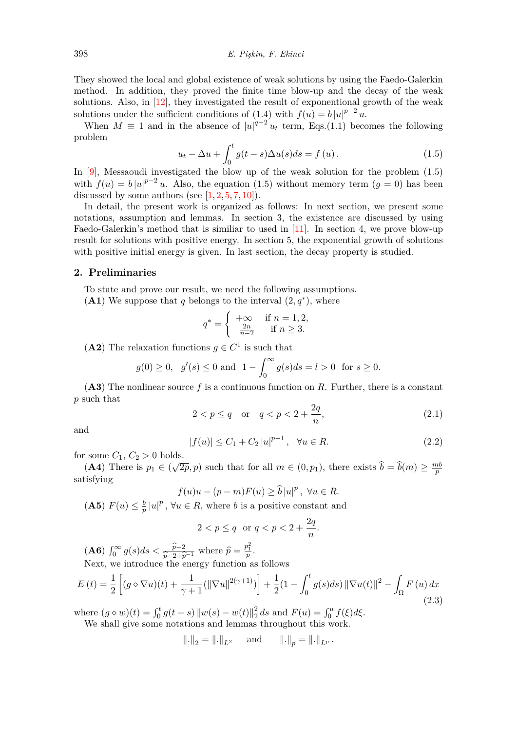They showed the local and global existence of weak solutions by using the Faedo-Galerkin method. In addition, they proved the finite time blow-up and the decay of the weak solutions. Also, in [12], they investigated the result of exponentional growth of the weak solutions under the sufficient conditions of (1.4) with $f(u) = b\left|u\right|^{p-2}u$.

When $M \equiv 1$ and in the absence of $\left|u\right|^{q-2}u_t$ term, Eqs.(1.1) becomes the following problem

$$
u_t - \Delta u + \int_0^t g(t-s)\Delta u(s)ds = f\left(u\right). \tag{1.5}
$$

In [9], Messaoudi investigated the blow up of the weak solution for the problem (1.5) with $f(u) = b\left|u\right|^{p-2}u$. Also, the equation (1.5) without memory term ($g = 0$) has been discussed by some authors (see [1, 2, 5, 7, 10]).

In detail, the present work is organized as follows: In next section, we present some notations, assumption and lemmas. In section 3, the existence are discussed by using Faedo-Galerkin's method that is similiar to used in [11]. In section 4, we prove blow-up result for solutions with positive energy. In section 5, the exponential growth of solutions with positive initial energy is given. In last section, the decay property is studied.

## 2. Preliminaries

To state and prove our result, we need the following assumptions.

(**A1**) We suppose that $q$ belongs to the interval $(2, q^*)$, where

$$
q^* = \begin{cases} +\infty & \text{if } n = 1, 2, \\ \frac{2n}{n-2} & \text{if } n \geq 3. \end{cases}
$$

(**A2**) The relaxation functions $g \in C^1$ is such that

$$
g(0) \geq 0, \quad g'(s) \leq 0 \text{ and } \; 1 - \int_0^\infty g(s)ds = l > 0 \;\; \text{for } s \geq 0.
$$

(**A3**) The nonlinear source $f$ is a continuous function on $R$. Further, there is a constant $p$ such that

$$
2 < p \leq q \quad \text{or} \quad q < p < 2 + \frac{2q}{n}, \tag{2.1}
$$

and

$$
\left|f(u)\right| \leq C_1 + C_2\left|u\right|^{p-1}, \quad \forall u \in R. \tag{2.2}
$$

for some $C_1$, $C_2 > 0$ holds.

(**A4**) There is $p_1 \in (\sqrt{2p}, p)$ such that for all $m \in (0, p_1)$, there exists $\widehat{b} = \widehat{b}(m) \geq \frac{mb}{p}$ satisfying

$$
f(u)u - (p-m)F(u) \geq \widehat{b}\left|u\right|^p, \; \forall u \in R.
$$

(**A5**) $F(u) \leq \frac{b}{p}\left|u\right|^p$, $\forall u \in R$, where $b$ is a positive constant and

$$
2 < p \leq q \;\; \text{or } q < p < 2 + \frac{2q}{n}.
$$

(**A6**) $\int_0^\infty g(s)ds < \frac{\widehat{p}-2}{\widehat{p}-2+\widehat{p}^{-1}}$ where $\widehat{p} = \frac{p_1^2}{p}$.

Next, we introduce the energy function as follows

$$
E\left(t\right) = \frac{1}{2}\left[(g \diamond \nabla u)(t) + \frac{1}{\gamma+1}(\left\|\nabla u\right\|^{2(\gamma+1)})\right] + \frac{1}{2}(1 - \int_0^t g(s)ds)\left\|\nabla u(t)\right\|^2 - \int_\Omega F\left(u\right)dx \tag{2.3}
$$

where $(g \diamond w)(t) = \int_0^t g(t-s)\left\|w(s) - w(t)\right\|_2^2 ds$ and $F(u) = \int_0^u f(\xi)d\xi$.

We shall give some notations and lemmas throughout this work.

$$
\left\|.\right\|_2 = \left\|.\right\|_{L^2} \quad \text{ and } \quad \left\|.\right\|_p = \left\|.\right\|_{L^p}.
$$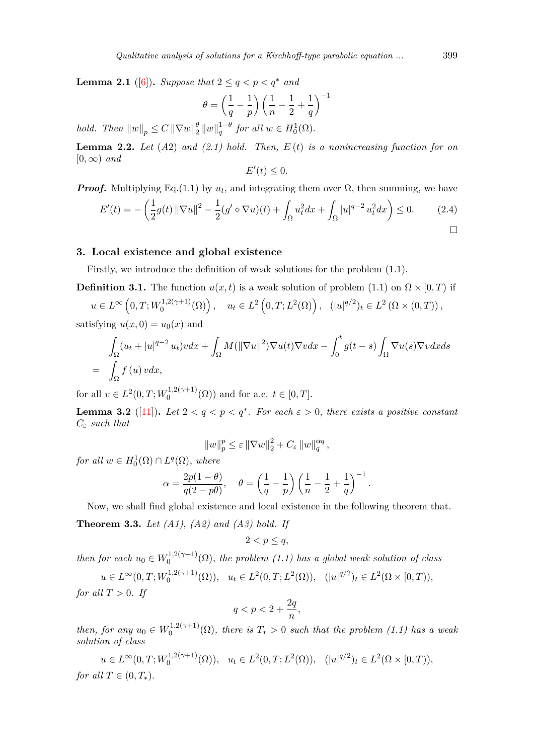**Lemma 2.1** ([6]). *Suppose that $2 \le q < p < q^*$ and*

$$\theta = \left(\frac{1}{q} - \frac{1}{p}\right)\left(\frac{1}{n} - \frac{1}{2} + \frac{1}{q}\right)^{-1}$$

*hold. Then $\|w\|_p \le C\|\nabla w\|_2^{\theta}\|w\|_q^{1-\theta}$ for all $w \in H_0^1(\Omega)$.*

**Lemma 2.2.** *Let (A2) and (2.1) hold. Then, $E(t)$ is a nonincreasing function for on $[0,\infty)$ and*

$$E'(t) \le 0.$$

***Proof.*** Multiplying Eq.(1.1) by $u_t$, and integrating them over $\Omega$, then summing, we have

$$E'(t) = -\left(\frac{1}{2}g(t)\|\nabla u\|^2 - \frac{1}{2}(g' \diamond \nabla u)(t) + \int_\Omega u_t^2 dx + \int_\Omega |u|^{q-2} u_t^2 dx\right) \le 0. \tag{2.4}$$

□

## 3. Local existence and global existence

Firstly, we introduce the definition of weak solutions for the problem (1.1).

**Definition 3.1.** The function $u(x,t)$ is a weak solution of problem (1.1) on $\Omega \times [0,T)$ if

$$u \in L^\infty\left(0,T; W_0^{1,2(\gamma+1)}(\Omega)\right), \quad u_t \in L^2\left(0,T;L^2(\Omega)\right), \quad (|u|^{q/2})_t \in L^2\left(\Omega \times (0,T)\right),$$

satisfying $u(x,0) = u_0(x)$ and

$$\begin{aligned}
&\int_\Omega (u_t + |u|^{q-2} u_t)v dx + \int_\Omega M(\|\nabla u\|^2)\nabla u(t)\nabla v dx - \int_0^t g(t-s)\int_\Omega \nabla u(s)\nabla v dx ds \\
= \ &\int_\Omega f(u)\, v dx,
\end{aligned}$$

for all $v \in L^2(0,T; W_0^{1,2(\gamma+1)}(\Omega))$ and for a.e. $t \in [0,T]$.

**Lemma 3.2** ([11]). *Let $2 < q < p < q^*$. For each $\varepsilon > 0$, there exists a positive constant $C_\varepsilon$ such that*

$$\|w\|_p^p \le \varepsilon\|\nabla w\|_2^2 + C_\varepsilon\|w\|_q^{\alpha q},$$

*for all $w \in H_0^1(\Omega) \cap L^q(\Omega)$, where*

$$\alpha = \frac{2p(1-\theta)}{q(2-p\theta)}, \quad \theta = \left(\frac{1}{q} - \frac{1}{p}\right)\left(\frac{1}{n} - \frac{1}{2} + \frac{1}{q}\right)^{-1}.$$

Now, we shall find global existence and local existence in the following theorem that.

**Theorem 3.3.** *Let (A1), (A2) and (A3) hold. If*

$$2 < p \le q,$$

*then for each $u_0 \in W_0^{1,2(\gamma+1)}(\Omega)$, the problem (1.1) has a global weak solution of class*

$$u \in L^\infty(0,T; W_0^{1,2(\gamma+1)}(\Omega)), \quad u_t \in L^2(0,T;L^2(\Omega)), \quad (|u|^{q/2})_t \in L^2(\Omega \times [0,T)),$$

*for all $T > 0$. If*

$$q < p < 2 + \frac{2q}{n},$$

*then, for any $u_0 \in W_0^{1,2(\gamma+1)}(\Omega)$, there is $T_* > 0$ such that the problem (1.1) has a weak solution of class*

$$u \in L^\infty(0,T; W_0^{1,2(\gamma+1)}(\Omega)), \quad u_t \in L^2(0,T;L^2(\Omega)), \quad (|u|^{q/2})_t \in L^2(\Omega \times [0,T)),$$

*for all $T \in (0,T_*)$.*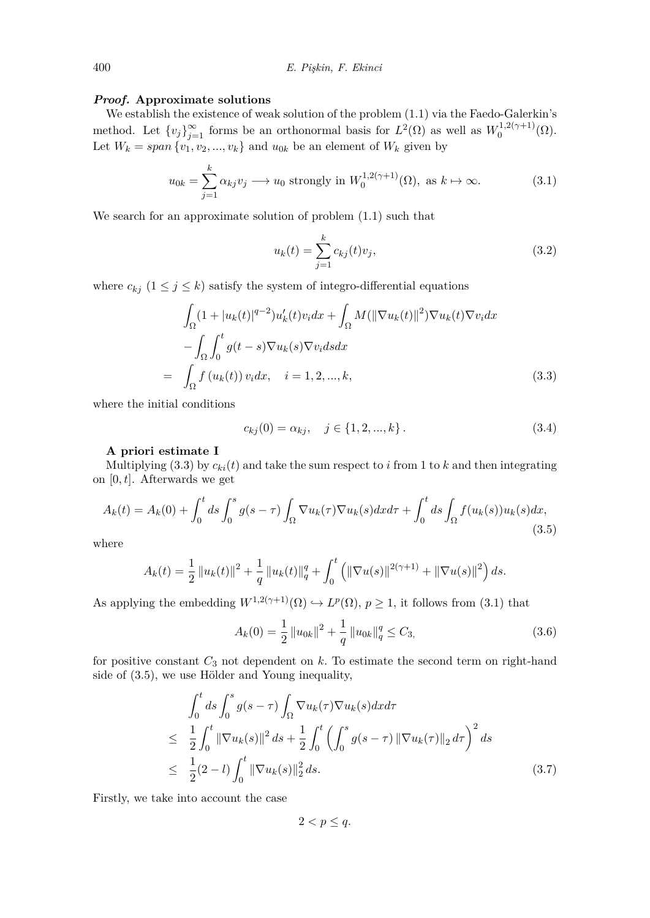***Proof.*** **Approximate solutions**

We establish the existence of weak solution of the problem (1.1) via the Faedo-Galerkin's method. Let $\{v_j\}_{j=1}^{\infty}$ forms be an orthonormal basis for $L^2(\Omega)$ as well as $W_0^{1,2(\gamma+1)}(\Omega)$. Let $W_k = span\{v_1, v_2, ..., v_k\}$ and $u_{0k}$ be an element of $W_k$ given by

$$u_{0k} = \sum_{j=1}^{k} \alpha_{kj} v_j \longrightarrow u_0 \text{ strongly in } W_0^{1,2(\gamma+1)}(\Omega), \text{ as } k \mapsto \infty. \tag{3.1}$$

We search for an approximate solution of problem (1.1) such that

$$u_k(t) = \sum_{j=1}^{k} c_{kj}(t) v_j, \tag{3.2}$$

where $c_{kj}$ $(1 \leq j \leq k)$ satisfy the system of integro-differential equations

$$\begin{aligned}
&\int_\Omega (1 + |u_k(t)|^{q-2}) u_k'(t) v_i dx + \int_\Omega M(\|\nabla u_k(t)\|^2) \nabla u_k(t) \nabla v_i dx \\
&- \int_\Omega \int_0^t g(t-s) \nabla u_k(s) \nabla v_i ds dx \\
= \;& \int_\Omega f(u_k(t)) v_i dx, \quad i = 1, 2, ..., k,
\end{aligned} \tag{3.3}$$

where the initial conditions

$$c_{kj}(0) = \alpha_{kj}, \quad j \in \{1, 2, ..., k\}. \tag{3.4}$$

**A priori estimate I**

Multiplying (3.3) by $c_{ki}(t)$ and take the sum respect to $i$ from 1 to $k$ and then integrating on $[0, t]$. Afterwards we get

$$A_k(t) = A_k(0) + \int_0^t ds \int_0^s g(s-\tau) \int_\Omega \nabla u_k(\tau) \nabla u_k(s) dx d\tau + \int_0^t ds \int_\Omega f(u_k(s)) u_k(s) dx, \tag{3.5}$$

where

$$A_k(t) = \frac{1}{2} \|u_k(t)\|^2 + \frac{1}{q} \|u_k(t)\|_q^q + \int_0^t \left( \|\nabla u(s)\|^{2(\gamma+1)} + \|\nabla u(s)\|^2 \right) ds.$$

As applying the embedding $W^{1,2(\gamma+1)}(\Omega) \hookrightarrow L^p(\Omega)$, $p \geq 1$, it follows from (3.1) that

$$A_k(0) = \frac{1}{2} \|u_{0k}\|^2 + \frac{1}{q} \|u_{0k}\|_q^q \leq C_3, \tag{3.6}$$

for positive constant $C_3$ not dependent on $k$. To estimate the second term on right-hand side of (3.5), we use Hölder and Young inequality,

$$\begin{aligned}
&\int_0^t ds \int_0^s g(s-\tau) \int_\Omega \nabla u_k(\tau) \nabla u_k(s) dx d\tau \\
\leq \;& \frac{1}{2} \int_0^t \|\nabla u_k(s)\|^2 ds + \frac{1}{2} \int_0^t \left( \int_0^s g(s-\tau) \|\nabla u_k(\tau)\|_2 d\tau \right)^2 ds \\
\leq \;& \frac{1}{2}(2-l) \int_0^t \|\nabla u_k(s)\|_2^2 ds.
\end{aligned} \tag{3.7}$$

Firstly, we take into account the case

$$2 < p \leq q.$$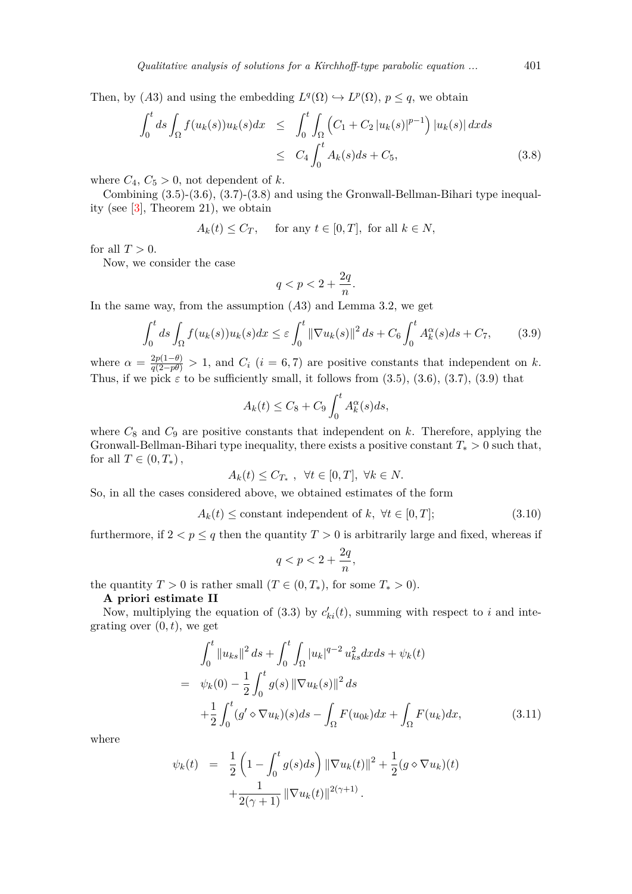Then, by $(A3)$ and using the embedding $L^q(\Omega) \hookrightarrow L^p(\Omega)$, $p \le q$, we obtain

$$
\begin{aligned}
\int_0^t ds \int_\Omega f(u_k(s)) u_k(s) dx &\le \int_0^t \int_\Omega \left( C_1 + C_2 |u_k(s)|^{p-1} \right) |u_k(s)| \, dx ds \\
&\le C_4 \int_0^t A_k(s) ds + C_5,
\end{aligned} \tag{3.8}
$$

where $C_4$, $C_5 > 0$, not dependent of $k$.

Combining (3.5)-(3.6), (3.7)-(3.8) and using the Gronwall-Bellman-Bihari type inequality (see [3], Theorem 21), we obtain

$$
A_k(t) \le C_T, \quad \text{ for any } t \in [0, T], \text{ for all } k \in N,
$$

for all $T > 0$.

Now, we consider the case

$$
q < p < 2 + \frac{2q}{n}.
$$

In the same way, from the assumption $(A3)$ and Lemma 3.2, we get

$$
\int_0^t ds \int_\Omega f(u_k(s)) u_k(s) dx \le \varepsilon \int_0^t \|\nabla u_k(s)\|^2 ds + C_6 \int_0^t A_k^\alpha(s) ds + C_7, \tag{3.9}
$$

where $\alpha = \frac{2p(1-\theta)}{q(2-p\theta)} > 1$, and $C_i$ $(i = 6, 7)$ are positive constants that independent on $k$. Thus, if we pick $\varepsilon$ to be sufficiently small, it follows from (3.5), (3.6), (3.7), (3.9) that

$$
A_k(t) \le C_8 + C_9 \int_0^t A_k^\alpha(s) ds,
$$

where $C_8$ and $C_9$ are positive constants that independent on $k$. Therefore, applying the Gronwall-Bellman-Bihari type inequality, there exists a positive constant $T_* > 0$ such that, for all $T \in (0, T_*)$,

$$
A_k(t) \le C_{T_*}, \ \ \forall t \in [0, T], \ \forall k \in N.
$$

So, in all the cases considered above, we obtained estimates of the form

$$
A_k(t) \le \text{constant independent of } k, \ \forall t \in [0, T]; \tag{3.10}
$$

furthermore, if $2 < p \le q$ then the quantity $T > 0$ is arbitrarily large and fixed, whereas if

$$
q < p < 2 + \frac{2q}{n},
$$

the quantity $T > 0$ is rather small ($T \in (0, T_*)$, for some $T_* > 0$).

**A priori estimate II**

Now, multiplying the equation of (3.3) by $c'_{ki}(t)$, summing with respect to $i$ and integrating over $(0, t)$, we get

$$
\begin{aligned}
&\int_0^t \|u_{ks}\|^2 ds + \int_0^t \int_\Omega |u_k|^{q-2} u_{ks}^2 dx ds + \psi_k(t) \\
= \ & \psi_k(0) - \frac{1}{2} \int_0^t g(s) \|\nabla u_k(s)\|^2 ds \\
&+ \frac{1}{2} \int_0^t (g' \diamond \nabla u_k)(s) ds - \int_\Omega F(u_{0k}) dx + \int_\Omega F(u_k) dx,
\end{aligned} \tag{3.11}
$$

where

$$
\begin{aligned}
\psi_k(t) \ = \ & \frac{1}{2} \left( 1 - \int_0^t g(s) ds \right) \|\nabla u_k(t)\|^2 + \frac{1}{2} (g \diamond \nabla u_k)(t) \\
&+ \frac{1}{2(\gamma + 1)} \|\nabla u_k(t)\|^{2(\gamma+1)}.
\end{aligned}
$$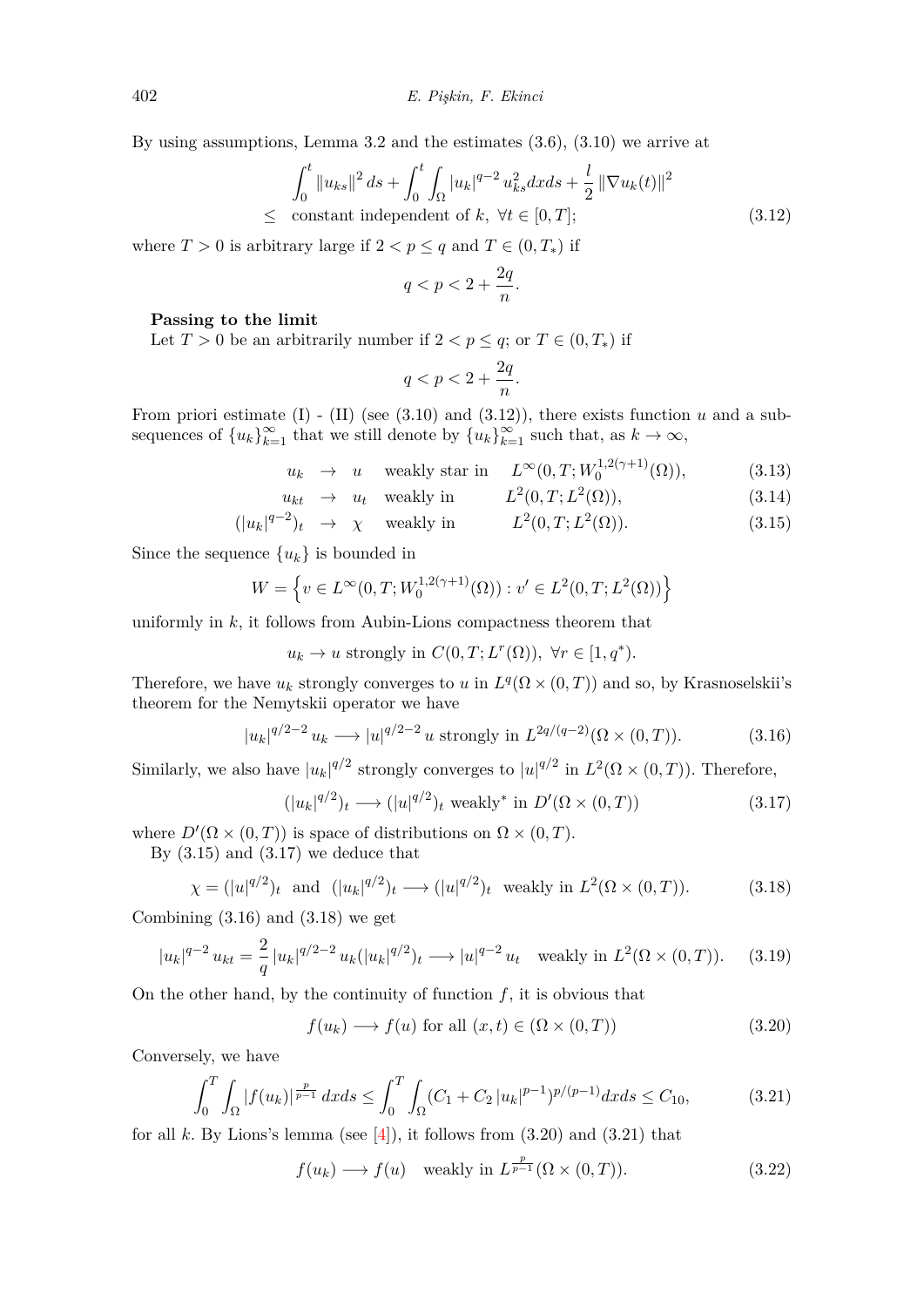By using assumptions, Lemma 3.2 and the estimates (3.6), (3.10) we arrive at

$$\int_0^t \|u_{ks}\|^2 ds + \int_0^t \int_\Omega |u_k|^{q-2} u_{ks}^2 dx ds + \frac{l}{2} \|\nabla u_k(t)\|^2 \\ \leq \text{ constant independent of } k, \ \forall t \in [0,T]; \tag{3.12}$$

where $T > 0$ is arbitrary large if $2 < p \leq q$ and $T \in (0, T_*)$ if

$$q < p < 2 + \frac{2q}{n}.$$

**Passing to the limit**

Let $T > 0$ be an arbitrarily number if $2 < p \leq q$; or $T \in (0, T_*)$ if

$$q < p < 2 + \frac{2q}{n}.$$

From priori estimate (I) - (II) (see (3.10) and (3.12)), there exists function $u$ and a subsequences of $\{u_k\}_{k=1}^\infty$ that we still denote by $\{u_k\}_{k=1}^\infty$ such that, as $k \to \infty$,

$$u_k \to u \quad \text{weakly star in} \quad L^\infty(0,T; W_0^{1,2(\gamma+1)}(\Omega)), \tag{3.13}$$

$$u_{kt} \to u_t \quad \text{weakly in} \quad L^2(0,T; L^2(\Omega)), \tag{3.14}$$

$$(|u_k|^{q-2})_t \to \chi \quad \text{weakly in} \quad L^2(0,T; L^2(\Omega)). \tag{3.15}$$

Since the sequence $\{u_k\}$ is bounded in

$$W = \left\{ v \in L^\infty(0,T; W_0^{1,2(\gamma+1)}(\Omega)) : v' \in L^2(0,T; L^2(\Omega)) \right\}$$

uniformly in $k$, it follows from Aubin-Lions compactness theorem that

$$u_k \to u \text{ strongly in } C(0,T; L^r(\Omega)), \ \forall r \in [1, q^*).$$

Therefore, we have $u_k$ strongly converges to $u$ in $L^q(\Omega \times (0,T))$ and so, by Krasnoselskii's theorem for the Nemytskii operator we have

$$|u_k|^{q/2-2} u_k \longrightarrow |u|^{q/2-2} u \text{ strongly in } L^{2q/(q-2)}(\Omega \times (0,T)). \tag{3.16}$$

Similarly, we also have $|u_k|^{q/2}$ strongly converges to $|u|^{q/2}$ in $L^2(\Omega \times (0,T))$. Therefore,

$$(|u_k|^{q/2})_t \longrightarrow (|u|^{q/2})_t \text{ weakly}^* \text{ in } D'(\Omega \times (0,T)) \tag{3.17}$$

where $D'(\Omega \times (0,T))$ is space of distributions on $\Omega \times (0,T)$.

By (3.15) and (3.17) we deduce that

$$\chi = (|u|^{q/2})_t \ \text{ and } \ (|u_k|^{q/2})_t \longrightarrow (|u|^{q/2})_t \ \text{ weakly in } L^2(\Omega \times (0,T)). \tag{3.18}$$

Combining (3.16) and (3.18) we get

$$|u_k|^{q-2} u_{kt} = \frac{2}{q} |u_k|^{q/2-2} u_k (|u_k|^{q/2})_t \longrightarrow |u|^{q-2} u_t \quad \text{weakly in } L^2(\Omega \times (0,T)). \tag{3.19}$$

On the other hand, by the continuity of function $f$, it is obvious that

$$f(u_k) \longrightarrow f(u) \text{ for all } (x,t) \in (\Omega \times (0,T)) \tag{3.20}$$

Conversely, we have

$$\int_0^T \int_\Omega |f(u_k)|^{\frac{p}{p-1}} dx ds \leq \int_0^T \int_\Omega (C_1 + C_2 |u_k|^{p-1})^{p/(p-1)} dx ds \leq C_{10}, \tag{3.21}$$

for all $k$. By Lions's lemma (see [4]), it follows from (3.20) and (3.21) that

$$f(u_k) \longrightarrow f(u) \quad \text{weakly in } L^{\frac{p}{p-1}}(\Omega \times (0,T)). \tag{3.22}$$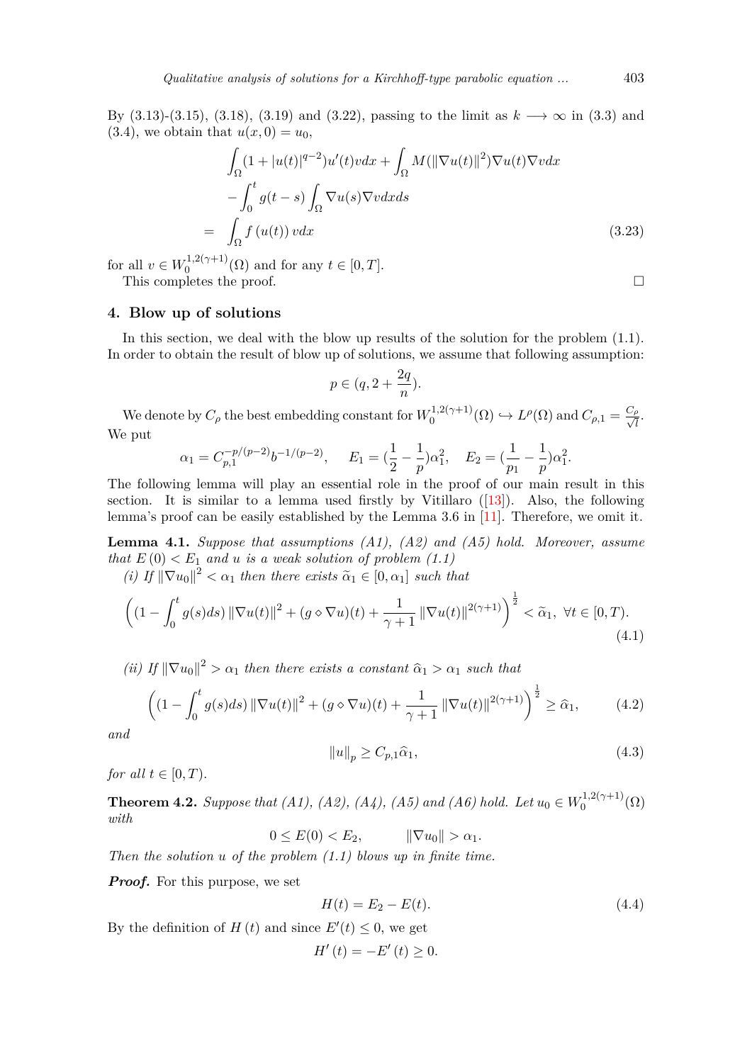By (3.13)-(3.15), (3.18), (3.19) and (3.22), passing to the limit as $k \longrightarrow \infty$ in (3.3) and (3.4), we obtain that $u(x,0) = u_0$,

$$
\begin{aligned}
&\int_\Omega (1+|u(t)|^{q-2})u'(t)v dx + \int_\Omega M(\|\nabla u(t)\|^2)\nabla u(t)\nabla v dx \\
&-\int_0^t g(t-s)\int_\Omega \nabla u(s)\nabla v dx ds \\
= &\int_\Omega f\left(u(t)\right) v dx
\end{aligned}
\tag{3.23}
$$

for all $v \in W_0^{1,2(\gamma+1)}(\Omega)$ and for any $t \in [0,T]$.

This completes the proof. $\square$

## 4. Blow up of solutions

In this section, we deal with the blow up results of the solution for the problem (1.1). In order to obtain the result of blow up of solutions, we assume that following assumption:

$$
p \in (q, 2+\frac{2q}{n}).
$$

We denote by $C_\rho$ the best embedding constant for $W_0^{1,2(\gamma+1)}(\Omega) \hookrightarrow L^\rho(\Omega)$ and $C_{\rho,1} = \frac{C_\rho}{\sqrt{l}}$. We put

$$
\alpha_1 = C_{p,1}^{-p/(p-2)} b^{-1/(p-2)}, \quad E_1 = (\frac{1}{2}-\frac{1}{p})\alpha_1^2, \quad E_2 = (\frac{1}{p_1}-\frac{1}{p})\alpha_1^2.
$$

The following lemma will play an essential role in the proof of our main result in this section. It is similar to a lemma used firstly by Vitillaro ([13]). Also, the following lemma's proof can be easily established by the Lemma 3.6 in [11]. Therefore, we omit it.

**Lemma 4.1.** *Suppose that assumptions (A1), (A2) and (A5) hold. Moreover, assume that $E(0) < E_1$ and $u$ is a weak solution of problem (1.1)*

*(i) If $\|\nabla u_0\|^2 < \alpha_1$ then there exists $\widetilde{\alpha}_1 \in [0, \alpha_1]$ such that*

$$
\left((1-\int_0^t g(s)ds)\|\nabla u(t)\|^2 + (g \diamond \nabla u)(t) + \frac{1}{\gamma+1}\|\nabla u(t)\|^{2(\gamma+1)}\right)^{\frac{1}{2}} < \widetilde{\alpha}_1, \ \forall t \in [0,T).
\tag{4.1}
$$

*(ii) If $\|\nabla u_0\|^2 > \alpha_1$ then there exists a constant $\widehat{\alpha}_1 > \alpha_1$ such that*

$$
\left((1-\int_0^t g(s)ds)\|\nabla u(t)\|^2 + (g \diamond \nabla u)(t) + \frac{1}{\gamma+1}\|\nabla u(t)\|^{2(\gamma+1)}\right)^{\frac{1}{2}} \geq \widehat{\alpha}_1,
\tag{4.2}
$$

*and*

$$
\|u\|_p \geq C_{p,1}\widehat{\alpha}_1,
\tag{4.3}
$$

*for all $t \in [0,T)$.*

**Theorem 4.2.** *Suppose that (A1), (A2), (A4), (A5) and (A6) hold. Let $u_0 \in W_0^{1,2(\gamma+1)}(\Omega)$ with*

$$
0 \leq E(0) < E_2, \qquad \|\nabla u_0\| > \alpha_1.
$$

*Then the solution $u$ of the problem (1.1) blows up in finite time.*

***Proof.*** For this purpose, we set

$$
H(t) = E_2 - E(t).
\tag{4.4}
$$

By the definition of $H(t)$ and since $E'(t) \leq 0$, we get

$$
H'(t) = -E'(t) \geq 0.
$$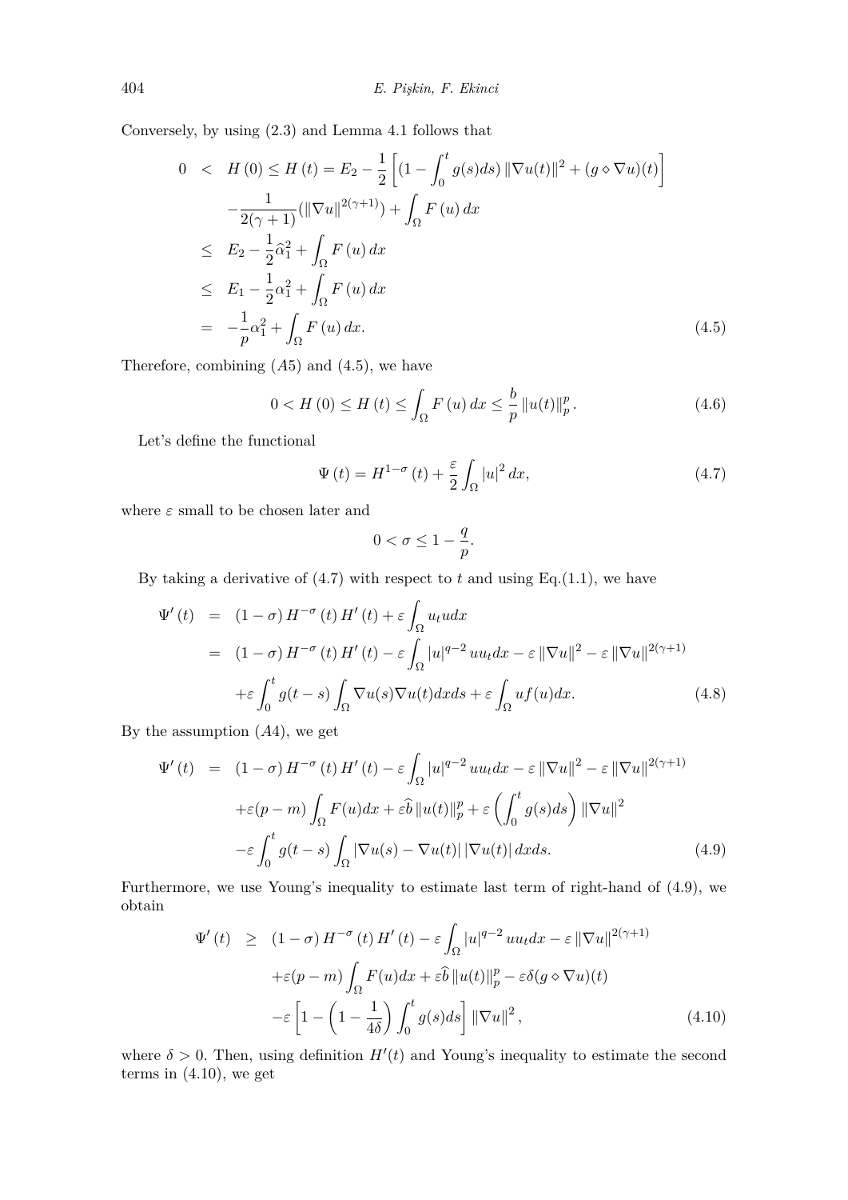Conversely, by using (2.3) and Lemma 4.1 follows that

$$
\begin{aligned}
0 \quad < \quad & H(0) \leq H(t) = E_2 - \frac{1}{2}\left[(1 - \int_0^t g(s)ds)\|\nabla u(t)\|^2 + (g \diamond \nabla u)(t)\right] \\
& - \frac{1}{2(\gamma+1)}(\|\nabla u\|^{2(\gamma+1)}) + \int_\Omega F(u)\,dx \\
\leq \quad & E_2 - \frac{1}{2}\widehat{\alpha}_1^2 + \int_\Omega F(u)\,dx \\
\leq \quad & E_1 - \frac{1}{2}\alpha_1^2 + \int_\Omega F(u)\,dx \\
= \quad & -\frac{1}{p}\alpha_1^2 + \int_\Omega F(u)\,dx. 
\end{aligned} \tag{4.5}
$$

Therefore, combining $(A5)$ and (4.5), we have

$$
0 < H(0) \leq H(t) \leq \int_\Omega F(u)\,dx \leq \frac{b}{p}\|u(t)\|_p^p. \tag{4.6}
$$

Let's define the functional

$$
\Psi(t) = H^{1-\sigma}(t) + \frac{\varepsilon}{2}\int_\Omega |u|^2\,dx, \tag{4.7}
$$

where $\varepsilon$ small to be chosen later and

$$
0 < \sigma \leq 1 - \frac{q}{p}.
$$

By taking a derivative of (4.7) with respect to $t$ and using Eq.(1.1), we have

$$
\begin{aligned}
\Psi'(t) \quad = \quad & (1-\sigma)H^{-\sigma}(t)H'(t) + \varepsilon\int_\Omega u_t u dx \\
= \quad & (1-\sigma)H^{-\sigma}(t)H'(t) - \varepsilon\int_\Omega |u|^{q-2}uu_t dx - \varepsilon\|\nabla u\|^2 - \varepsilon\|\nabla u\|^{2(\gamma+1)} \\
& + \varepsilon\int_0^t g(t-s)\int_\Omega \nabla u(s)\nabla u(t)dxds + \varepsilon\int_\Omega uf(u)dx.
\end{aligned} \tag{4.8}
$$

By the assumption $(A4)$, we get

$$
\begin{aligned}
\Psi'(t) \quad = \quad & (1-\sigma)H^{-\sigma}(t)H'(t) - \varepsilon\int_\Omega |u|^{q-2}uu_t dx - \varepsilon\|\nabla u\|^2 - \varepsilon\|\nabla u\|^{2(\gamma+1)} \\
& + \varepsilon(p-m)\int_\Omega F(u)dx + \varepsilon\widehat{b}\|u(t)\|_p^p + \varepsilon\left(\int_0^t g(s)ds\right)\|\nabla u\|^2 \\
& - \varepsilon\int_0^t g(t-s)\int_\Omega |\nabla u(s) - \nabla u(t)|\,|\nabla u(t)|\,dxds.
\end{aligned} \tag{4.9}
$$

Furthermore, we use Young's inequality to estimate last term of right-hand of (4.9), we obtain

$$
\begin{aligned}
\Psi'(t) \quad \geq \quad & (1-\sigma)H^{-\sigma}(t)H'(t) - \varepsilon\int_\Omega |u|^{q-2}uu_t dx - \varepsilon\|\nabla u\|^{2(\gamma+1)} \\
& + \varepsilon(p-m)\int_\Omega F(u)dx + \varepsilon\widehat{b}\|u(t)\|_p^p - \varepsilon\delta(g \diamond \nabla u)(t) \\
& - \varepsilon\left[1 - \left(1 - \frac{1}{4\delta}\right)\int_0^t g(s)ds\right]\|\nabla u\|^2,
\end{aligned} \tag{4.10}
$$

where $\delta > 0$. Then, using definition $H'(t)$ and Young's inequality to estimate the second terms in (4.10), we get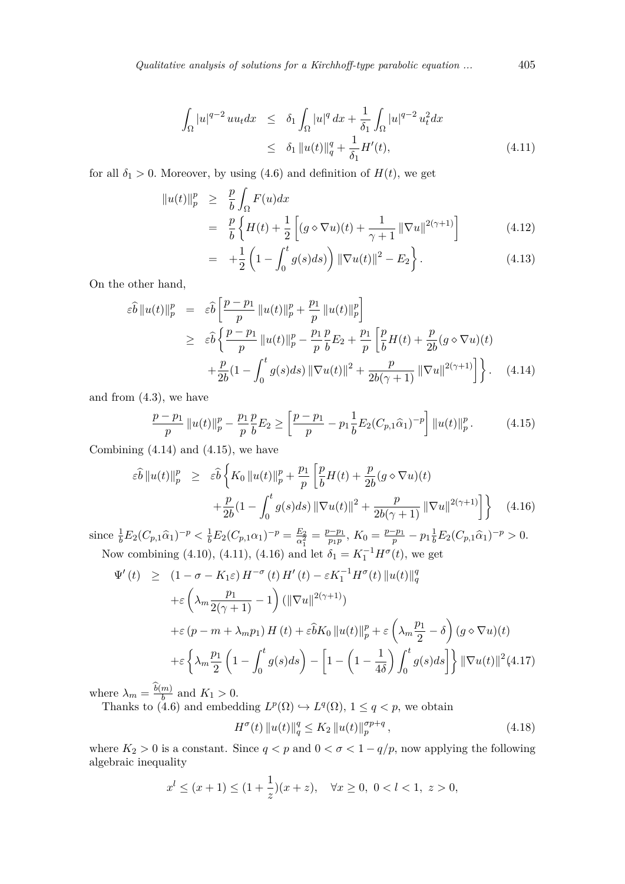$$
\begin{aligned}
\int_\Omega |u|^{q-2} u u_t dx &\leq \delta_1 \int_\Omega |u|^q dx + \frac{1}{\delta_1}\int_\Omega |u|^{q-2} u_t^2 dx \\
&\leq \delta_1 \|u(t)\|_q^q + \frac{1}{\delta_1} H'(t), \qquad (4.11)
\end{aligned}
$$

for all $\delta_1 > 0$. Moreover, by using (4.6) and definition of $H(t)$, we get

$$
\begin{aligned}
\|u(t)\|_p^p &\geq \frac{p}{b}\int_\Omega F(u)dx \\
&= \frac{p}{b}\left\{ H(t) + \frac{1}{2}\left[(g \diamond \nabla u)(t) + \frac{1}{\gamma+1}\|\nabla u\|^{2(\gamma+1)}\right]\right. \qquad (4.12)\\
&= \left. + \frac{1}{2}\left(1 - \int_0^t g(s)ds\right)\|\nabla u(t)\|^2 - E_2\right\}. \qquad (4.13)
\end{aligned}
$$

On the other hand,

$$
\begin{aligned}
\varepsilon\widehat{b}\|u(t)\|_p^p &= \varepsilon\widehat{b}\left[\frac{p-p_1}{p}\|u(t)\|_p^p + \frac{p_1}{p}\|u(t)\|_p^p\right] \\
&\geq \varepsilon\widehat{b}\left\{\frac{p-p_1}{p}\|u(t)\|_p^p - \frac{p_1}{p}\frac{p}{b}E_2 + \frac{p_1}{p}\left[\frac{p}{b}H(t) + \frac{p}{2b}(g\diamond\nabla u)(t)\right.\right. \\
&\quad \left.\left. + \frac{p}{2b}(1 - \int_0^t g(s)ds)\|\nabla u(t)\|^2 + \frac{p}{2b(\gamma+1)}\|\nabla u\|^{2(\gamma+1)}\right]\right\}. \qquad (4.14)
\end{aligned}
$$

and from (4.3), we have

$$
\frac{p-p_1}{p}\|u(t)\|_p^p - \frac{p_1}{p}\frac{p}{b}E_2 \geq \left[\frac{p-p_1}{p} - p_1\frac{1}{b}E_2(C_{p,1}\widehat{\alpha}_1)^{-p}\right]\|u(t)\|_p^p. \qquad (4.15)
$$

Combining (4.14) and (4.15), we have

$$
\begin{aligned}
\varepsilon\widehat{b}\|u(t)\|_p^p &\geq \varepsilon\widehat{b}\left\{K_0\|u(t)\|_p^p + \frac{p_1}{p}\left[\frac{p}{b}H(t) + \frac{p}{2b}(g\diamond\nabla u)(t)\right.\right. \\
&\quad \left.\left. + \frac{p}{2b}(1 - \int_0^t g(s)ds)\|\nabla u(t)\|^2 + \frac{p}{2b(\gamma+1)}\|\nabla u\|^{2(\gamma+1)}\right]\right\} \qquad (4.16)
\end{aligned}
$$

since $\frac{1}{b}E_2(C_{p,1}\widehat{\alpha}_1)^{-p} < \frac{1}{b}E_2(C_{p,1}\alpha_1)^{-p} = \frac{E_2}{\alpha_1^2} = \frac{p-p_1}{p_1 p}$, $K_0 = \frac{p-p_1}{p} - p_1\frac{1}{b}E_2(C_{p,1}\widehat{\alpha}_1)^{-p} > 0$.

Now combining (4.10), (4.11), (4.16) and let $\delta_1 = K_1^{-1}H^\sigma(t)$, we get

$$
\begin{aligned}
\Psi'(t) &\geq (1 - \sigma - K_1\varepsilon) H^{-\sigma}(t) H'(t) - \varepsilon K_1^{-1} H^\sigma(t)\|u(t)\|_q^q \\
&\quad + \varepsilon\left(\lambda_m\frac{p_1}{2(\gamma+1)} - 1\right)(\|\nabla u\|^{2(\gamma+1)}) \\
&\quad + \varepsilon(p - m + \lambda_m p_1) H(t) + \varepsilon\widehat{b}K_0\|u(t)\|_p^p + \varepsilon\left(\lambda_m\frac{p_1}{2} - \delta\right)(g\diamond\nabla u)(t) \\
&\quad + \varepsilon\left\{\lambda_m\frac{p_1}{2}\left(1 - \int_0^t g(s)ds\right) - \left[1 - \left(1 - \frac{1}{4\delta}\right)\int_0^t g(s)ds\right]\right\}\|\nabla u(t)\|^2 \qquad (4.17)
\end{aligned}
$$

where $\lambda_m = \frac{\widehat{b}(m)}{b}$ and $K_1 > 0$.

Thanks to (4.6) and embedding $L^p(\Omega) \hookrightarrow L^q(\Omega)$, $1 \leq q < p$, we obtain

$$
H^\sigma(t)\|u(t)\|_q^q \leq K_2\|u(t)\|_p^{\sigma p + q}, \qquad (4.18)
$$

where $K_2 > 0$ is a constant. Since $q < p$ and $0 < \sigma < 1 - q/p$, now applying the following algebraic inequality

$$
x^l \leq (x+1) \leq (1 + \frac{1}{z})(x + z), \quad \forall x \geq 0,\ 0 < l < 1,\ z > 0,
$$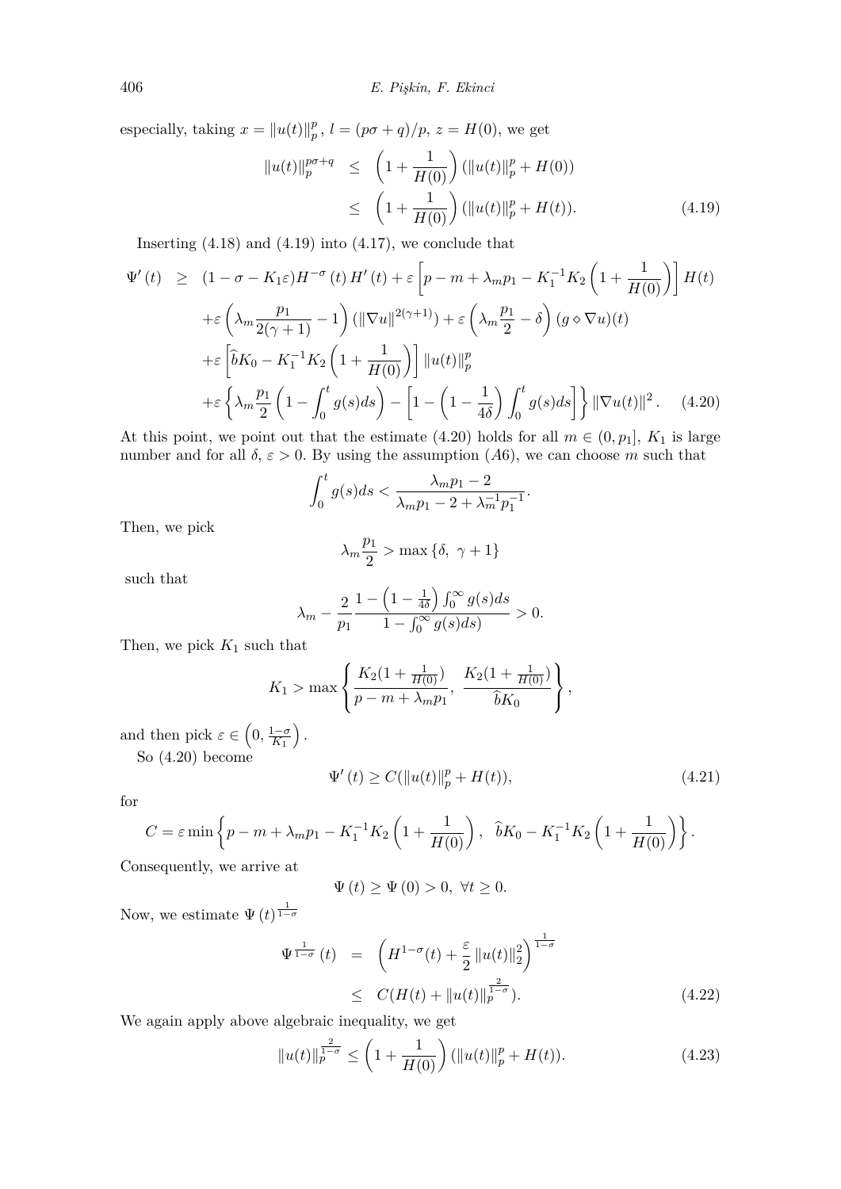especially, taking $x = \|u(t)\|_p^p$, $l = (p\sigma + q)/p$, $z = H(0)$, we get

$$
\begin{aligned}
\|u(t)\|_p^{p\sigma+q} &\leq \left(1 + \frac{1}{H(0)}\right)(\|u(t)\|_p^p + H(0)) \\
&\leq \left(1 + \frac{1}{H(0)}\right)(\|u(t)\|_p^p + H(t)). \qquad (4.19)
\end{aligned}
$$

Inserting (4.18) and (4.19) into (4.17), we conclude that

$$
\begin{aligned}
\Psi'(t) \geq\; & (1 - \sigma - K_1\varepsilon)H^{-\sigma}(t)\, H'(t) + \varepsilon\left[p - m + \lambda_m p_1 - K_1^{-1}K_2\left(1 + \frac{1}{H(0)}\right)\right]H(t) \\
& + \varepsilon\left(\lambda_m \frac{p_1}{2(\gamma+1)} - 1\right)(\|\nabla u\|^{2(\gamma+1)}) + \varepsilon\left(\lambda_m \frac{p_1}{2} - \delta\right)(g \diamond \nabla u)(t) \\
& + \varepsilon\left[\widehat{b}K_0 - K_1^{-1}K_2\left(1 + \frac{1}{H(0)}\right)\right]\|u(t)\|_p^p \\
& + \varepsilon\left\{\lambda_m \frac{p_1}{2}\left(1 - \int_0^t g(s)ds\right) - \left[1 - \left(1 - \frac{1}{4\delta}\right)\int_0^t g(s)ds\right]\right\}\|\nabla u(t)\|^2. \qquad (4.20)
\end{aligned}
$$

At this point, we point out that the estimate (4.20) holds for all $m \in (0, p_1]$, $K_1$ is large number and for all $\delta$, $\varepsilon > 0$. By using the assumption $(A6)$, we can choose $m$ such that

$$
\int_0^t g(s)ds < \frac{\lambda_m p_1 - 2}{\lambda_m p_1 - 2 + \lambda_m^{-1} p_1^{-1}}.
$$

Then, we pick

$$
\lambda_m \frac{p_1}{2} > \max\{\delta,\ \gamma + 1\}
$$

such that

$$
\lambda_m - \frac{2}{p_1}\frac{1 - \left(1 - \frac{1}{4\delta}\right)\int_0^\infty g(s)ds}{1 - \int_0^\infty g(s)ds)} > 0.
$$

Then, we pick $K_1$ such that

$$
K_1 > \max\left\{\frac{K_2(1 + \frac{1}{H(0)})}{p - m + \lambda_m p_1},\ \frac{K_2(1 + \frac{1}{H(0)})}{\widehat{b}K_0}\right\},
$$

and then pick $\varepsilon \in \left(0, \frac{1-\sigma}{K_1}\right)$.

So (4.20) become

$$
\Psi'(t) \geq C(\|u(t)\|_p^p + H(t)), \qquad (4.21)
$$

for

$$
C = \varepsilon \min\left\{p - m + \lambda_m p_1 - K_1^{-1}K_2\left(1 + \frac{1}{H(0)}\right),\ \ \widehat{b}K_0 - K_1^{-1}K_2\left(1 + \frac{1}{H(0)}\right)\right\}.
$$

Consequently, we arrive at

$$
\Psi(t) \geq \Psi(0) > 0,\ \forall t \geq 0.
$$

Now, we estimate $\Psi(t)^{\frac{1}{1-\sigma}}$

$$
\begin{aligned}
\Psi^{\frac{1}{1-\sigma}}(t) &= \left(H^{1-\sigma}(t) + \frac{\varepsilon}{2}\|u(t)\|_2^2\right)^{\frac{1}{1-\sigma}} \\
&\leq C(H(t) + \|u(t)\|_p^{\frac{2}{1-\sigma}}). \qquad (4.22)
\end{aligned}
$$

We again apply above algebraic inequality, we get

$$
\|u(t)\|_p^{\frac{2}{1-\sigma}} \leq \left(1 + \frac{1}{H(0)}\right)(\|u(t)\|_p^p + H(t)). \qquad (4.23)
$$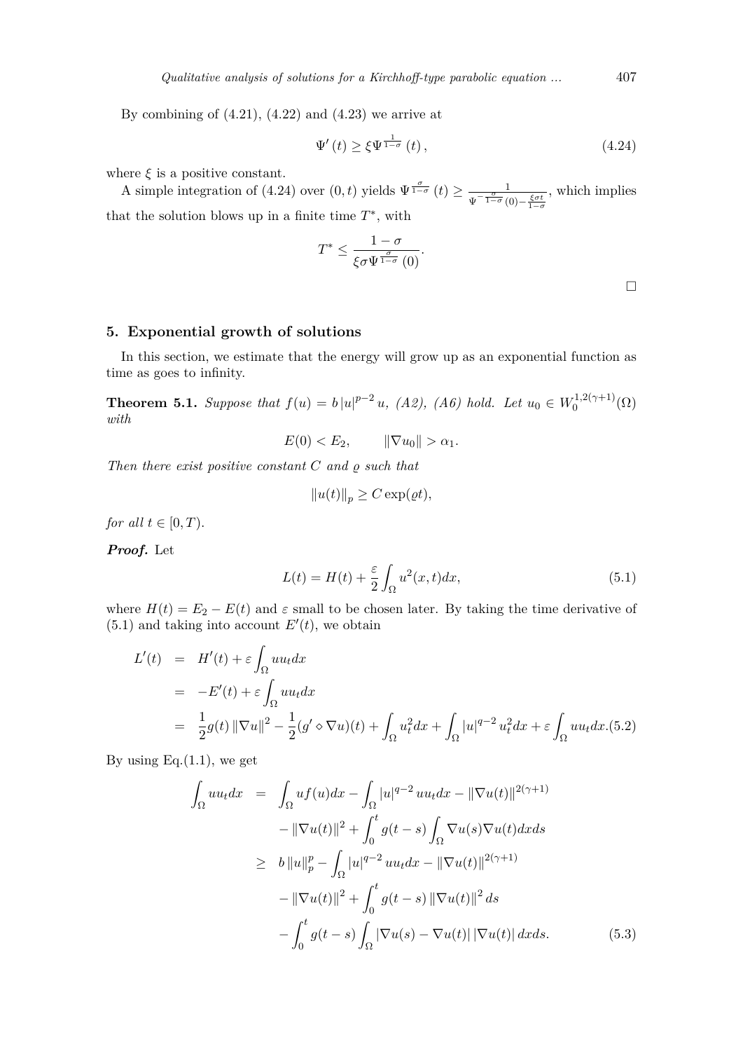By combining of (4.21), (4.22) and (4.23) we arrive at

$$\Psi'(t) \geq \xi \Psi^{\frac{1}{1-\sigma}}(t), \tag{4.24}$$

where $\xi$ is a positive constant.

A simple integration of (4.24) over $(0,t)$ yields $\Psi^{\frac{\sigma}{1-\sigma}}(t) \geq \frac{1}{\Psi^{-\frac{\sigma}{1-\sigma}}(0) - \frac{\xi \sigma t}{1-\sigma}}$, which implies that the solution blows up in a finite time $T^*$, with

$$T^* \leq \frac{1-\sigma}{\xi \sigma \Psi^{\frac{\sigma}{1-\sigma}}(0)}.$$

□

## 5. Exponential growth of solutions

In this section, we estimate that the energy will grow up as an exponential function as time as goes to infinity.

**Theorem 5.1.** *Suppose that $f(u) = b|u|^{p-2}u$, (A2), (A6) hold. Let $u_0 \in W_0^{1,2(\gamma+1)}(\Omega)$ with*

$$E(0) < E_2, \qquad \|\nabla u_0\| > \alpha_1.$$

*Then there exist positive constant $C$ and $\varrho$ such that*

$$\|u(t)\|_p \geq C\exp(\varrho t),$$

*for all $t \in [0,T)$.*

***Proof.*** Let

$$L(t) = H(t) + \frac{\varepsilon}{2}\int_\Omega u^2(x,t)dx, \tag{5.1}$$

where $H(t) = E_2 - E(t)$ and $\varepsilon$ small to be chosen later. By taking the time derivative of (5.1) and taking into account $E'(t)$, we obtain

$$\begin{aligned}
L'(t) &= H'(t) + \varepsilon\int_\Omega uu_t dx \\
&= -E'(t) + \varepsilon\int_\Omega uu_t dx \\
&= \frac{1}{2}g(t)\|\nabla u\|^2 - \frac{1}{2}(g' \diamond \nabla u)(t) + \int_\Omega u_t^2 dx + \int_\Omega |u|^{q-2}u_t^2 dx + \varepsilon\int_\Omega uu_t dx. \qquad (5.2)
\end{aligned}$$

By using Eq.(1.1), we get

$$\begin{aligned}
\int_\Omega uu_t dx &= \int_\Omega uf(u)dx - \int_\Omega |u|^{q-2}uu_t dx - \|\nabla u(t)\|^{2(\gamma+1)} \\
&\quad - \|\nabla u(t)\|^2 + \int_0^t g(t-s)\int_\Omega \nabla u(s)\nabla u(t)dxds \\
&\geq b\|u\|_p^p - \int_\Omega |u|^{q-2}uu_t dx - \|\nabla u(t)\|^{2(\gamma+1)} \\
&\quad - \|\nabla u(t)\|^2 + \int_0^t g(t-s)\|\nabla u(t)\|^2 ds \\
&\quad - \int_0^t g(t-s)\int_\Omega |\nabla u(s) - \nabla u(t)||\nabla u(t)| dxds. \qquad (5.3)
\end{aligned}$$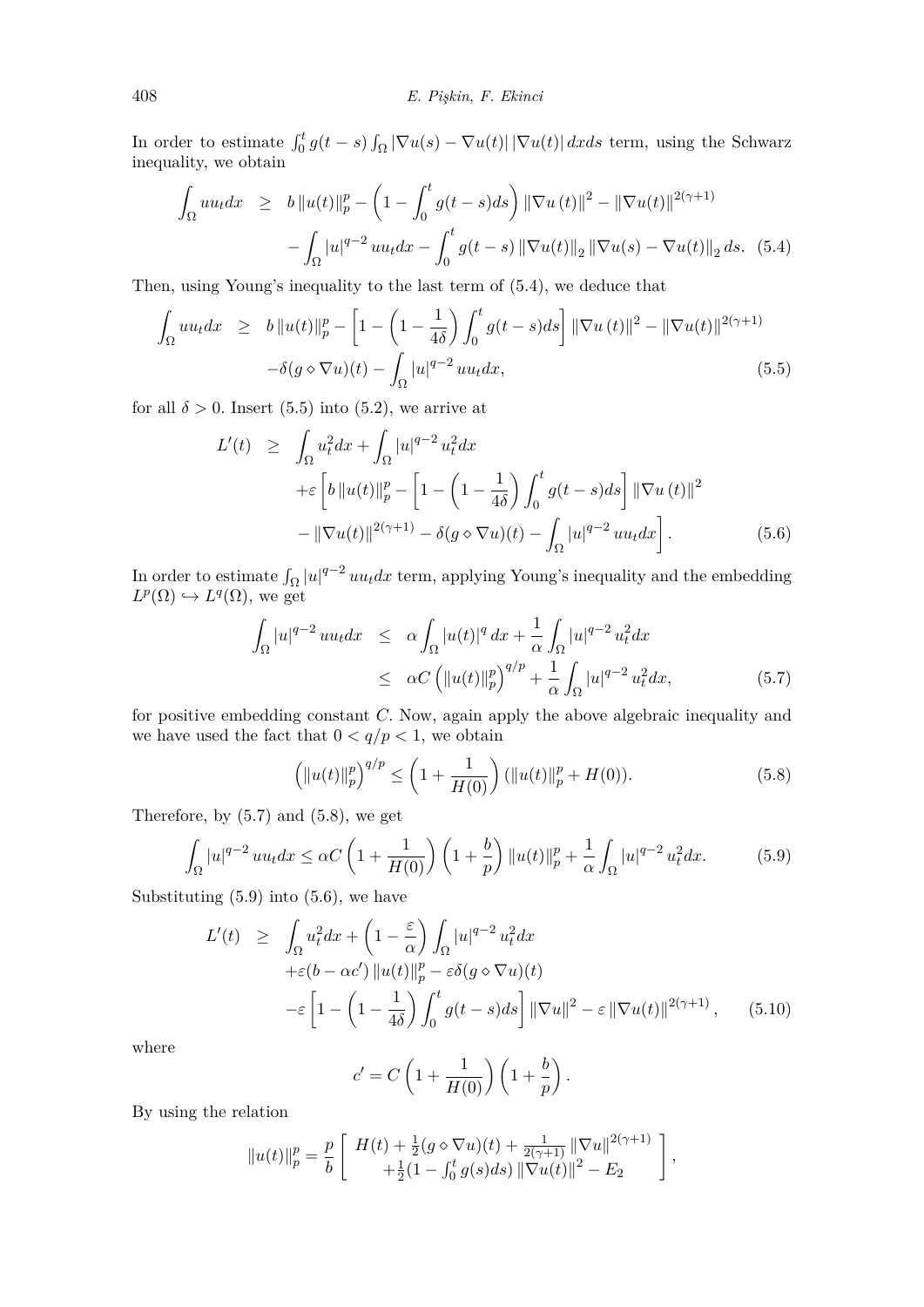In order to estimate $\int_0^t g(t-s)\int_\Omega |\nabla u(s) - \nabla u(t)| \, |\nabla u(t)| \, dxds$ term, using the Schwarz inequality, we obtain

$$
\begin{aligned}
\int_\Omega u u_t dx \quad &\geq \quad b\,\|u(t)\|_p^p - \left(1 - \int_0^t g(t-s)ds\right)\|\nabla u\,(t)\|^2 - \|\nabla u(t)\|^{2(\gamma+1)} \\
&\quad - \int_\Omega |u|^{q-2}\, u u_t dx - \int_0^t g(t-s)\,\|\nabla u(t)\|_2\,\|\nabla u(s) - \nabla u(t)\|_2\, ds. \quad (5.4)
\end{aligned}
$$

Then, using Young's inequality to the last term of (5.4), we deduce that

$$
\begin{aligned}
\int_\Omega u u_t dx \quad &\geq \quad b\,\|u(t)\|_p^p - \left[1 - \left(1 - \frac{1}{4\delta}\right)\int_0^t g(t-s)ds\right]\|\nabla u\,(t)\|^2 - \|\nabla u(t)\|^{2(\gamma+1)} \\
&\quad - \delta(g \diamond \nabla u)(t) - \int_\Omega |u|^{q-2}\, u u_t dx, \qquad (5.5)
\end{aligned}
$$

for all $\delta > 0$. Insert (5.5) into (5.2), we arrive at

$$
\begin{aligned}
L'(t) \quad &\geq \quad \int_\Omega u_t^2 dx + \int_\Omega |u|^{q-2}\, u_t^2 dx \\
&\quad + \varepsilon\left[b\,\|u(t)\|_p^p - \left[1 - \left(1 - \frac{1}{4\delta}\right)\int_0^t g(t-s)ds\right]\|\nabla u\,(t)\|^2\right. \\
&\quad \left. - \|\nabla u(t)\|^{2(\gamma+1)} - \delta(g \diamond \nabla u)(t) - \int_\Omega |u|^{q-2}\, u u_t dx\right]. \qquad (5.6)
\end{aligned}
$$

In order to estimate $\int_\Omega |u|^{q-2}\, u u_t dx$ term, applying Young's inequality and the embedding $L^p(\Omega) \hookrightarrow L^q(\Omega)$, we get

$$
\begin{aligned}
\int_\Omega |u|^{q-2}\, u u_t dx \quad &\leq \quad \alpha \int_\Omega |u(t)|^q\, dx + \frac{1}{\alpha}\int_\Omega |u|^{q-2}\, u_t^2 dx \\
&\leq \quad \alpha C \left(\|u(t)\|_p^p\right)^{q/p} + \frac{1}{\alpha}\int_\Omega |u|^{q-2}\, u_t^2 dx, \qquad (5.7)
\end{aligned}
$$

for positive embedding constant $C$. Now, again apply the above algebraic inequality and we have used the fact that $0 < q/p < 1$, we obtain

$$
\left(\|u(t)\|_p^p\right)^{q/p} \leq \left(1 + \frac{1}{H(0)}\right)(\|u(t)\|_p^p + H(0)). \qquad (5.8)
$$

Therefore, by (5.7) and (5.8), we get

$$
\int_\Omega |u|^{q-2}\, u u_t dx \leq \alpha C \left(1 + \frac{1}{H(0)}\right)\left(1 + \frac{b}{p}\right)\|u(t)\|_p^p + \frac{1}{\alpha}\int_\Omega |u|^{q-2}\, u_t^2 dx. \qquad (5.9)
$$

Substituting (5.9) into (5.6), we have

$$
\begin{aligned}
L'(t) \quad &\geq \quad \int_\Omega u_t^2 dx + \left(1 - \frac{\varepsilon}{\alpha}\right)\int_\Omega |u|^{q-2}\, u_t^2 dx \\
&\quad + \varepsilon(b - \alpha c')\,\|u(t)\|_p^p - \varepsilon\delta(g \diamond \nabla u)(t) \\
&\quad - \varepsilon\left[1 - \left(1 - \frac{1}{4\delta}\right)\int_0^t g(t-s)ds\right]\|\nabla u\|^2 - \varepsilon\,\|\nabla u(t)\|^{2(\gamma+1)}, \qquad (5.10)
\end{aligned}
$$

where

$$
c' = C\left(1 + \frac{1}{H(0)}\right)\left(1 + \frac{b}{p}\right).
$$

By using the relation

$$
\|u(t)\|_p^p = \frac{p}{b}\left[\begin{array}{c} H(t) + \frac{1}{2}(g \diamond \nabla u)(t) + \frac{1}{2(\gamma+1)}\|\nabla u\|^{2(\gamma+1)} \\ + \frac{1}{2}(1 - \int_0^t g(s)ds)\,\|\nabla u(t)\|^2 - E_2 \end{array}\right],
$$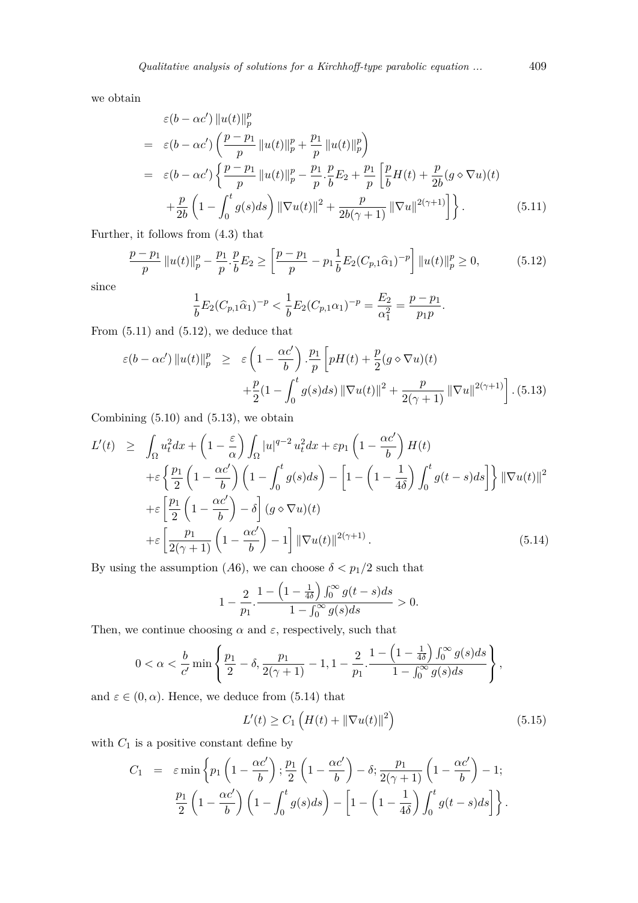we obtain

$$
\begin{aligned}
&\varepsilon(b-\alpha c')\,\|u(t)\|_p^p \\
=\;& \varepsilon(b-\alpha c')\left(\frac{p-p_1}{p}\,\|u(t)\|_p^p+\frac{p_1}{p}\,\|u(t)\|_p^p\right)\\
=\;& \varepsilon(b-\alpha c')\left\{\frac{p-p_1}{p}\,\|u(t)\|_p^p-\frac{p_1}{p}.\frac{p}{b}E_2+\frac{p_1}{p}\left[\frac{p}{b}H(t)+\frac{p}{2b}(g\diamond\nabla u)(t)\right.\right.\\
&\left.\left.+\frac{p}{2b}\left(1-\int_0^t g(s)ds\right)\|\nabla u(t)\|^2+\frac{p}{2b(\gamma+1)}\|\nabla u\|^{2(\gamma+1)}\right]\right\}. \qquad (5.11)
\end{aligned}
$$

Further, it follows from (4.3) that

$$
\frac{p-p_1}{p}\,\|u(t)\|_p^p-\frac{p_1}{p}.\frac{p}{b}E_2\geq\left[\frac{p-p_1}{p}-p_1\frac{1}{b}E_2(C_{p,1}\widehat{\alpha}_1)^{-p}\right]\|u(t)\|_p^p\geq 0, \qquad (5.12)
$$

since

$$
\frac{1}{b}E_2(C_{p,1}\widehat{\alpha}_1)^{-p}<\frac{1}{b}E_2(C_{p,1}\alpha_1)^{-p}=\frac{E_2}{\alpha_1^2}=\frac{p-p_1}{p_1 p}.
$$

From (5.11) and (5.12), we deduce that

$$
\begin{aligned}
\varepsilon(b-\alpha c')\,\|u(t)\|_p^p \;\geq\;& \varepsilon\left(1-\frac{\alpha c'}{b}\right).\frac{p_1}{p}\left[pH(t)+\frac{p}{2}(g\diamond\nabla u)(t)\right.\\
&\left.+\frac{p}{2}(1-\int_0^t g(s)ds)\,\|\nabla u(t)\|^2+\frac{p}{2(\gamma+1)}\|\nabla u\|^{2(\gamma+1)}\right]. \qquad (5.13)
\end{aligned}
$$

Combining (5.10) and (5.13), we obtain

$$
\begin{aligned}
L'(t) \;\geq\;& \int_\Omega u_t^2dx+\left(1-\frac{\varepsilon}{\alpha}\right)\int_\Omega |u|^{q-2}u_t^2dx+\varepsilon p_1\left(1-\frac{\alpha c'}{b}\right)H(t)\\
&+\varepsilon\left\{\frac{p_1}{2}\left(1-\frac{\alpha c'}{b}\right)\left(1-\int_0^t g(s)ds\right)-\left[1-\left(1-\frac{1}{4\delta}\right)\int_0^t g(t-s)ds\right]\right\}\|\nabla u(t)\|^2\\
&+\varepsilon\left[\frac{p_1}{2}\left(1-\frac{\alpha c'}{b}\right)-\delta\right](g\diamond\nabla u)(t)\\
&+\varepsilon\left[\frac{p_1}{2(\gamma+1)}\left(1-\frac{\alpha c'}{b}\right)-1\right]\|\nabla u(t)\|^{2(\gamma+1)}. \qquad (5.14)
\end{aligned}
$$

By using the assumption $(A6)$, we can choose $\delta<p_1/2$ such that

$$
1-\frac{2}{p_1}.\frac{1-\left(1-\frac{1}{4\delta}\right)\int_0^\infty g(t-s)ds}{1-\int_0^\infty g(s)ds}>0.
$$

Then, we continue choosing $\alpha$ and $\varepsilon$, respectively, such that

$$
0<\alpha<\frac{b}{c'}\min\left\{\frac{p_1}{2}-\delta,\frac{p_1}{2(\gamma+1)}-1,1-\frac{2}{p_1}.\frac{1-\left(1-\frac{1}{4\delta}\right)\int_0^\infty g(s)ds}{1-\int_0^\infty g(s)ds}\right\},
$$

and $\varepsilon\in(0,\alpha)$. Hence, we deduce from (5.14) that

$$
L'(t)\geq C_1\left(H(t)+\|\nabla u(t)\|^2\right) \qquad (5.15)
$$

with $C_1$ is a positive constant define by

$$
\begin{aligned}
C_1 \;=\;& \varepsilon\min\left\{p_1\left(1-\frac{\alpha c'}{b}\right);\frac{p_1}{2}\left(1-\frac{\alpha c'}{b}\right)-\delta;\frac{p_1}{2(\gamma+1)}\left(1-\frac{\alpha c'}{b}\right)-1;\right.\\
&\left.\frac{p_1}{2}\left(1-\frac{\alpha c'}{b}\right)\left(1-\int_0^t g(s)ds\right)-\left[1-\left(1-\frac{1}{4\delta}\right)\int_0^t g(t-s)ds\right]\right\}.
\end{aligned}
$$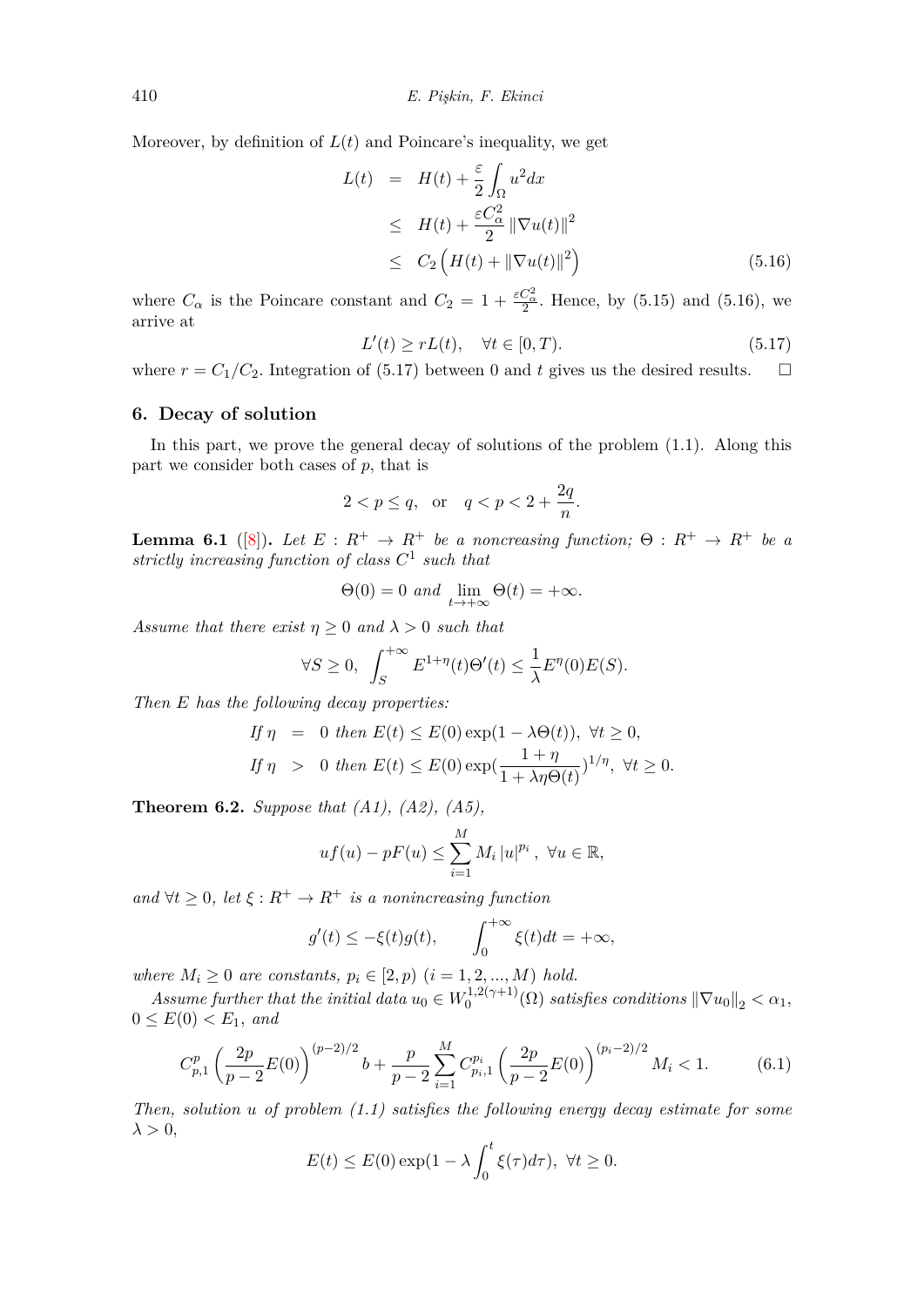Moreover, by definition of $L(t)$ and Poincare's inequality, we get

$$
\begin{aligned}
L(t) &= H(t) + \frac{\varepsilon}{2}\int_{\Omega} u^2 dx \\
&\leq H(t) + \frac{\varepsilon C_\alpha^2}{2}\|\nabla u(t)\|^2 \\
&\leq C_2\left(H(t) + \|\nabla u(t)\|^2\right) \qquad (5.16)
\end{aligned}
$$

where $C_\alpha$ is the Poincare constant and $C_2 = 1 + \frac{\varepsilon C_\alpha^2}{2}$. Hence, by (5.15) and (5.16), we arrive at

$$
L'(t) \geq rL(t), \quad \forall t \in [0, T). \qquad (5.17)
$$

where $r = C_1/C_2$. Integration of (5.17) between 0 and $t$ gives us the desired results. □

## 6. Decay of solution

In this part, we prove the general decay of solutions of the problem (1.1). Along this part we consider both cases of $p$, that is

$$
2 < p \leq q, \quad \text{or} \quad q < p < 2 + \frac{2q}{n}.
$$

**Lemma 6.1** ([8]). *Let $E : R^+ \to R^+$ be a noncreasing function; $\Theta : R^+ \to R^+$ be a strictly increasing function of class $C^1$ such that*

$$
\Theta(0) = 0 \text{ and } \lim_{t\to+\infty}\Theta(t) = +\infty.
$$

*Assume that there exist $\eta \geq 0$ and $\lambda > 0$ such that*

$$
\forall S \geq 0, \ \int_S^{+\infty} E^{1+\eta}(t)\Theta'(t) \leq \frac{1}{\lambda}E^{\eta}(0)E(S).
$$

*Then $E$ has the following decay properties:*

$$
\begin{aligned}
&\text{If } \eta = 0 \text{ then } E(t) \leq E(0)\exp(1 - \lambda\Theta(t)), \ \forall t \geq 0, \\
&\text{If } \eta > 0 \text{ then } E(t) \leq E(0)\exp\left(\frac{1+\eta}{1+\lambda\eta\Theta(t)}\right)^{1/\eta}, \ \forall t \geq 0.
\end{aligned}
$$

**Theorem 6.2.** *Suppose that (A1), (A2), (A5),*

$$
uf(u) - pF(u) \leq \sum_{i=1}^{M} M_i |u|^{p_i}, \ \forall u \in \mathbb{R},
$$

*and $\forall t \geq 0$, let $\xi : R^+ \to R^+$ is a nonincreasing function*

$$
g'(t) \leq -\xi(t)g(t), \qquad \int_0^{+\infty}\xi(t)dt = +\infty,
$$

*where $M_i \geq 0$ are constants, $p_i \in [2, p)$ $(i = 1, 2, ..., M)$ hold.*

*Assume further that the initial data $u_0 \in W_0^{1,2(\gamma+1)}(\Omega)$ satisfies conditions $\|\nabla u_0\|_2 < \alpha_1$, $0 \leq E(0) < E_1$, and*

$$
C_{p,1}^{p}\left(\frac{2p}{p-2}E(0)\right)^{(p-2)/2} b + \frac{p}{p-2}\sum_{i=1}^{M} C_{p_i,1}^{p_i}\left(\frac{2p}{p-2}E(0)\right)^{(p_i-2)/2} M_i < 1. \qquad (6.1)
$$

*Then, solution $u$ of problem (1.1) satisfies the following energy decay estimate for some $\lambda > 0$,*

$$
E(t) \leq E(0)\exp(1 - \lambda\int_0^t \xi(\tau)d\tau), \ \forall t \geq 0.
$$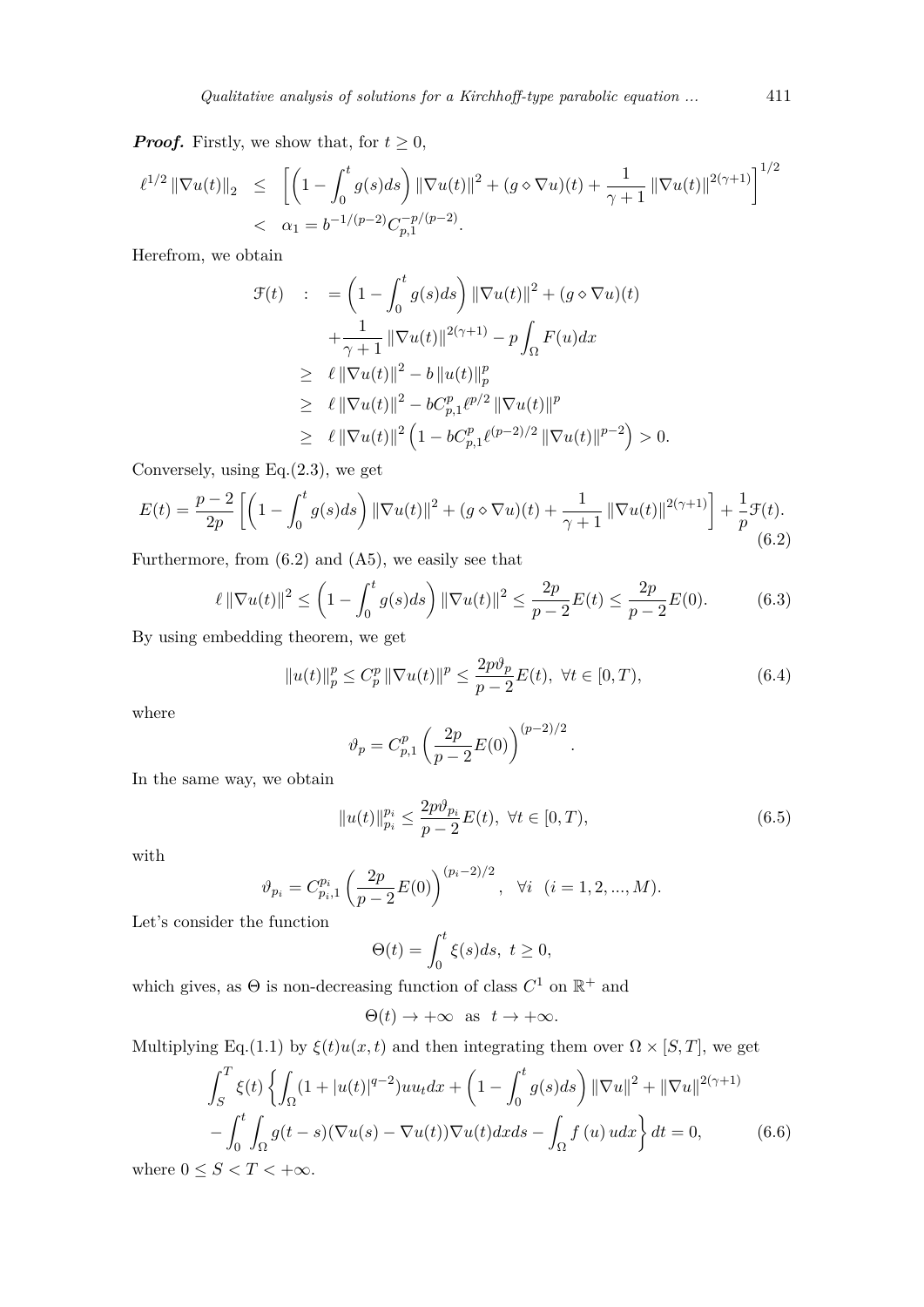***Proof.*** Firstly, we show that, for $t \geq 0$,

$$
\begin{aligned}
\ell^{1/2} \|\nabla u(t)\|_2 &\leq \left[ \left(1 - \int_0^t g(s)ds\right) \|\nabla u(t)\|^2 + (g \diamond \nabla u)(t) + \frac{1}{\gamma+1} \|\nabla u(t)\|^{2(\gamma+1)} \right]^{1/2} \\
&< \alpha_1 = b^{-1/(p-2)} C_{p,1}^{-p/(p-2)}.
\end{aligned}
$$

Herefrom, we obtain

$$
\begin{aligned}
\mathcal{F}(t) \quad : \quad &= \left(1 - \int_0^t g(s)ds\right) \|\nabla u(t)\|^2 + (g \diamond \nabla u)(t) \\
&\quad + \frac{1}{\gamma+1} \|\nabla u(t)\|^{2(\gamma+1)} - p \int_\Omega F(u)dx \\
&\geq \ell \|\nabla u(t)\|^2 - b \|u(t)\|_p^p \\
&\geq \ell \|\nabla u(t)\|^2 - b C_{p,1}^p \ell^{p/2} \|\nabla u(t)\|^p \\
&\geq \ell \|\nabla u(t)\|^2 \left(1 - b C_{p,1}^p \ell^{(p-2)/2} \|\nabla u(t)\|^{p-2}\right) > 0.
\end{aligned}
$$

Conversely, using Eq.(2.3), we get

$$
E(t) = \frac{p-2}{2p} \left[ \left(1 - \int_0^t g(s)ds\right) \|\nabla u(t)\|^2 + (g \diamond \nabla u)(t) + \frac{1}{\gamma+1} \|\nabla u(t)\|^{2(\gamma+1)} \right] + \frac{1}{p} \mathcal{F}(t). \tag{6.2}
$$

Furthermore, from (6.2) and (A5), we easily see that

$$
\ell \|\nabla u(t)\|^2 \leq \left(1 - \int_0^t g(s)ds\right) \|\nabla u(t)\|^2 \leq \frac{2p}{p-2} E(t) \leq \frac{2p}{p-2} E(0). \tag{6.3}
$$

By using embedding theorem, we get

$$
\|u(t)\|_p^p \leq C_p^p \|\nabla u(t)\|^p \leq \frac{2p\vartheta_p}{p-2} E(t), \ \forall t \in [0, T), \tag{6.4}
$$

where

$$
\vartheta_p = C_{p,1}^p \left(\frac{2p}{p-2} E(0)\right)^{(p-2)/2}.
$$

In the same way, we obtain

$$
\|u(t)\|_{p_i}^{p_i} \leq \frac{2p\vartheta_{p_i}}{p-2} E(t), \ \forall t \in [0, T), \tag{6.5}
$$

with

$$
\vartheta_{p_i} = C_{p_i,1}^{p_i} \left(\frac{2p}{p-2} E(0)\right)^{(p_i-2)/2}, \quad \forall i \ \ (i = 1, 2, ..., M).
$$

Let's consider the function

$$
\Theta(t) = \int_0^t \xi(s)ds, \ t \geq 0,
$$

which gives, as $\Theta$ is non-decreasing function of class $C^1$ on $\mathbb{R}^+$ and

$$
\Theta(t) \to +\infty \ \text{ as } \ t \to +\infty.
$$

Multiplying Eq.(1.1) by $\xi(t)u(x,t)$ and then integrating them over $\Omega \times [S, T]$, we get

$$
\begin{aligned}
&\int_S^T \xi(t) \left\{ \int_\Omega (1 + |u(t)|^{q-2}) u u_t dx + \left(1 - \int_0^t g(s)ds\right) \|\nabla u\|^2 + \|\nabla u\|^{2(\gamma+1)} \right. \\
&\left. - \int_0^t \int_\Omega g(t-s)(\nabla u(s) - \nabla u(t)) \nabla u(t) dx ds - \int_\Omega f(u) u dx \right\} dt = 0,
\end{aligned} \tag{6.6}
$$

where $0 \leq S < T < +\infty$.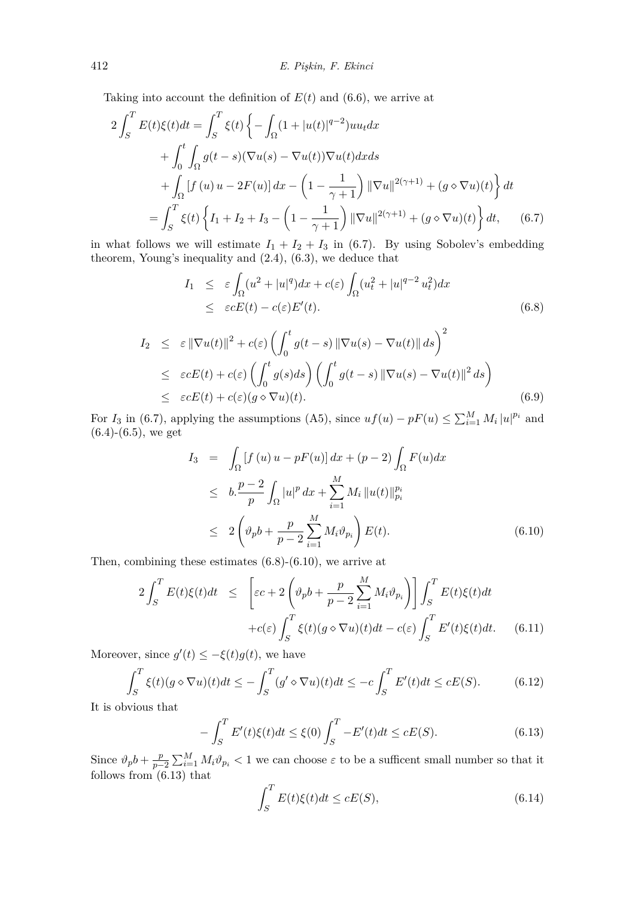Taking into account the definition of $E(t)$ and (6.6), we arrive at

$$
\begin{aligned}
2\int_S^T E(t)\xi(t)dt &= \int_S^T \xi(t)\Big\{-\int_\Omega (1+|u(t)|^{q-2})uu_t dx \\
&\quad + \int_0^t \int_\Omega g(t-s)(\nabla u(s)-\nabla u(t))\nabla u(t)dxds \\
&\quad + \int_\Omega [f(u)u - 2F(u)]\,dx - \left(1-\frac{1}{\gamma+1}\right)\|\nabla u\|^{2(\gamma+1)} + (g\diamond \nabla u)(t)\Big\}dt \\
&= \int_S^T \xi(t)\left\{I_1+I_2+I_3-\left(1-\frac{1}{\gamma+1}\right)\|\nabla u\|^{2(\gamma+1)}+(g\diamond\nabla u)(t)\right\}dt, \qquad (6.7)
\end{aligned}
$$

in what follows we will estimate $I_1+I_2+I_3$ in (6.7). By using Sobolev's embedding theorem, Young's inequality and (2.4), (6.3), we deduce that

$$
\begin{aligned}
I_1 &\le \varepsilon\int_\Omega (u^2+|u|^q)dx + c(\varepsilon)\int_\Omega (u_t^2+|u|^{q-2}u_t^2)dx \\
&\le \varepsilon c E(t) - c(\varepsilon)E'(t). \qquad (6.8)
\end{aligned}
$$

$$
\begin{aligned}
I_2 &\le \varepsilon\|\nabla u(t)\|^2 + c(\varepsilon)\left(\int_0^t g(t-s)\|\nabla u(s)-\nabla u(t)\|ds\right)^2 \\
&\le \varepsilon c E(t) + c(\varepsilon)\left(\int_0^t g(s)ds\right)\left(\int_0^t g(t-s)\|\nabla u(s)-\nabla u(t)\|^2 ds\right) \\
&\le \varepsilon c E(t) + c(\varepsilon)(g\diamond\nabla u)(t). \qquad (6.9)
\end{aligned}
$$

For $I_3$ in (6.7), applying the assumptions (A5), since $uf(u)-pF(u)\le \sum_{i=1}^M M_i|u|^{p_i}$ and (6.4)-(6.5), we get

$$
\begin{aligned}
I_3 &= \int_\Omega [f(u)u - pF(u)]\,dx + (p-2)\int_\Omega F(u)dx \\
&\le b.\frac{p-2}{p}\int_\Omega |u|^p dx + \sum_{i=1}^M M_i\|u(t)\|_{p_i}^{p_i} \\
&\le 2\left(\vartheta_p b + \frac{p}{p-2}\sum_{i=1}^M M_i\vartheta_{p_i}\right)E(t). \qquad (6.10)
\end{aligned}
$$

Then, combining these estimates (6.8)-(6.10), we arrive at

$$
\begin{aligned}
2\int_S^T E(t)\xi(t)dt &\le \left[\varepsilon c + 2\left(\vartheta_p b + \frac{p}{p-2}\sum_{i=1}^M M_i\vartheta_{p_i}\right)\right]\int_S^T E(t)\xi(t)dt \\
&\quad + c(\varepsilon)\int_S^T \xi(t)(g\diamond\nabla u)(t)dt - c(\varepsilon)\int_S^T E'(t)\xi(t)dt. \qquad (6.11)
\end{aligned}
$$

Moreover, since $g'(t)\le -\xi(t)g(t)$, we have

$$
\int_S^T \xi(t)(g\diamond\nabla u)(t)dt \le -\int_S^T (g'\diamond\nabla u)(t)dt \le -c\int_S^T E'(t)dt \le cE(S). \qquad (6.12)
$$

It is obvious that

$$
-\int_S^T E'(t)\xi(t)dt \le \xi(0)\int_S^T -E'(t)dt \le cE(S). \qquad (6.13)
$$

Since $\vartheta_p b + \frac{p}{p-2}\sum_{i=1}^M M_i\vartheta_{p_i} < 1$ we can choose $\varepsilon$ to be a sufficent small number so that it follows from (6.13) that

$$
\int_S^T E(t)\xi(t)dt \le cE(S), \qquad (6.14)
$$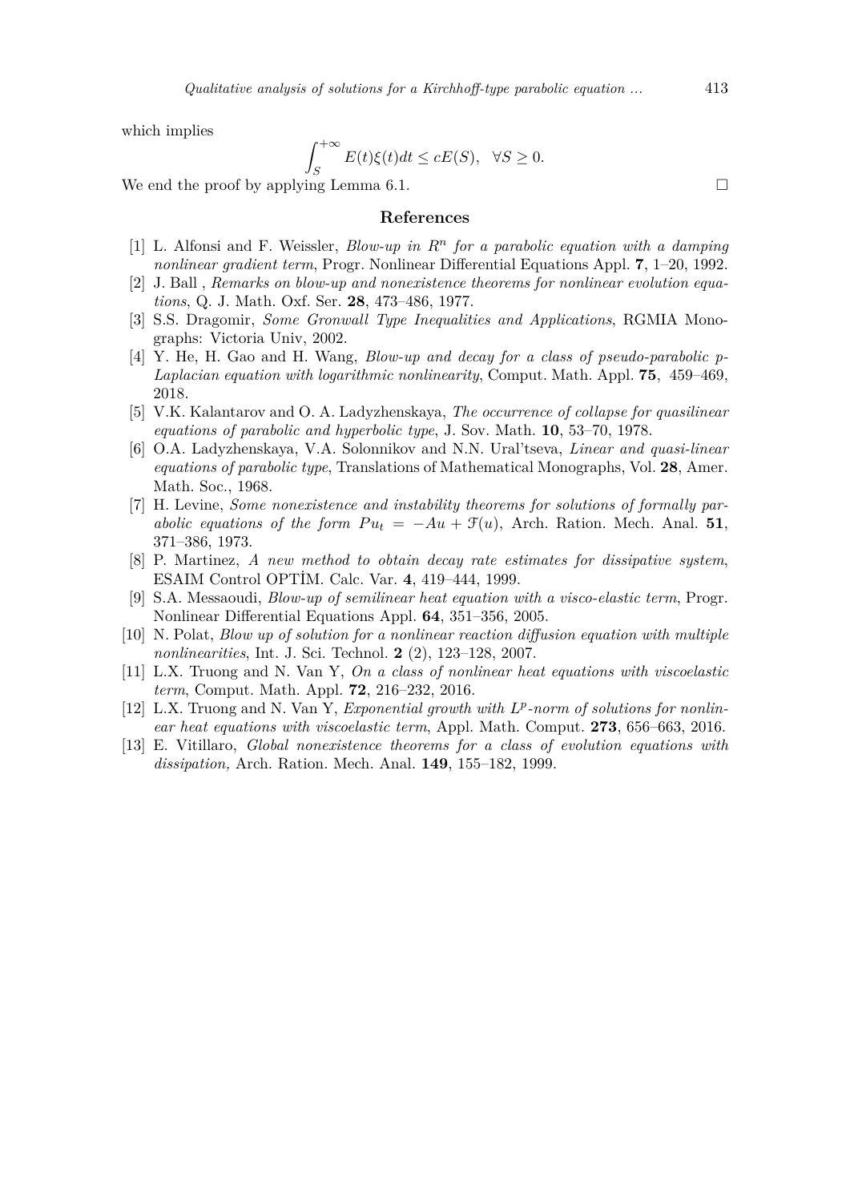which implies

$$\int_S^{+\infty} E(t)\xi(t)dt \le cE(S), \quad \forall S \ge 0.$$

We end the proof by applying Lemma 6.1. □

## References

[1] L. Alfonsi and F. Weissler, *Blow-up in $R^n$ for a parabolic equation with a damping nonlinear gradient term*, Progr. Nonlinear Differential Equations Appl. **7**, 1–20, 1992.

[2] J. Ball , *Remarks on blow-up and nonexistence theorems for nonlinear evolution equations*, Q. J. Math. Oxf. Ser. **28**, 473–486, 1977.

[3] S.S. Dragomir, *Some Gronwall Type Inequalities and Applications*, RGMIA Monographs: Victoria Univ, 2002.

[4] Y. He, H. Gao and H. Wang, *Blow-up and decay for a class of pseudo-parabolic p-Laplacian equation with logarithmic nonlinearity*, Comput. Math. Appl. **75**, 459–469, 2018.

[5] V.K. Kalantarov and O. A. Ladyzhenskaya, *The occurrence of collapse for quasilinear equations of parabolic and hyperbolic type*, J. Sov. Math. **10**, 53–70, 1978.

[6] O.A. Ladyzhenskaya, V.A. Solonnikov and N.N. Ural'tseva, *Linear and quasi-linear equations of parabolic type*, Translations of Mathematical Monographs, Vol. **28**, Amer. Math. Soc., 1968.

[7] H. Levine, *Some nonexistence and instability theorems for solutions of formally parabolic equations of the form $Pu_t = -Au + \mathcal{F}(u)$*, Arch. Ration. Mech. Anal. **51**, 371–386, 1973.

[8] P. Martinez, *A new method to obtain decay rate estimates for dissipative system*, ESAIM Control OPTİM. Calc. Var. **4**, 419–444, 1999.

[9] S.A. Messaoudi, *Blow-up of semilinear heat equation with a visco-elastic term*, Progr. Nonlinear Differential Equations Appl. **64**, 351–356, 2005.

[10] N. Polat, *Blow up of solution for a nonlinear reaction diffusion equation with multiple nonlinearities*, Int. J. Sci. Technol. **2** (2), 123–128, 2007.

[11] L.X. Truong and N. Van Y, *On a class of nonlinear heat equations with viscoelastic term*, Comput. Math. Appl. **72**, 216–232, 2016.

[12] L.X. Truong and N. Van Y, *Exponential growth with $L^p$-norm of solutions for nonlinear heat equations with viscoelastic term*, Appl. Math. Comput. **273**, 656–663, 2016.

[13] E. Vitillaro, *Global nonexistence theorems for a class of evolution equations with dissipation,* Arch. Ration. Mech. Anal. **149**, 155–182, 1999.